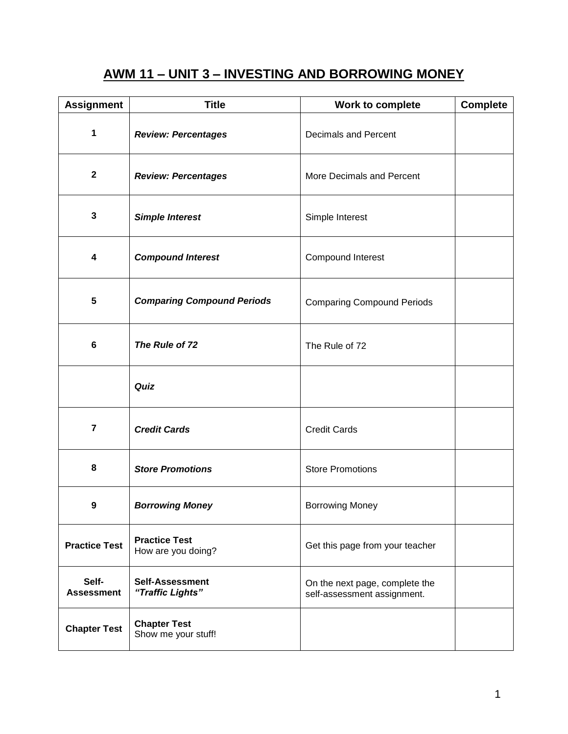# AWM 11 – UNIT 3 – INVESTING AND BORROWING MONEY

| Assignment | Title | Work to complete | Complete |
|---|---|---|---|
| **1** | ***Review: Percentages*** | Decimals and Percent | |
| **2** | ***Review: Percentages*** | More Decimals and Percent | |
| **3** | ***Simple Interest*** | Simple Interest | |
| **4** | ***Compound Interest*** | Compound Interest | |
| **5** | ***Comparing Compound Periods*** | Comparing Compound Periods | |
| **6** | ***The Rule of 72*** | The Rule of 72 | |
| | ***Quiz*** | | |
| **7** | ***Credit Cards*** | Credit Cards | |
| **8** | ***Store Promotions*** | Store Promotions | |
| **9** | ***Borrowing Money*** | Borrowing Money | |
| **Practice Test** | **Practice Test** How are you doing? | Get this page from your teacher | |
| **Self-Assessment** | **Self-Assessment** ***"Traffic Lights"*** | On the next page, complete the self-assessment assignment. | |
| **Chapter Test** | **Chapter Test** Show me your stuff! | | |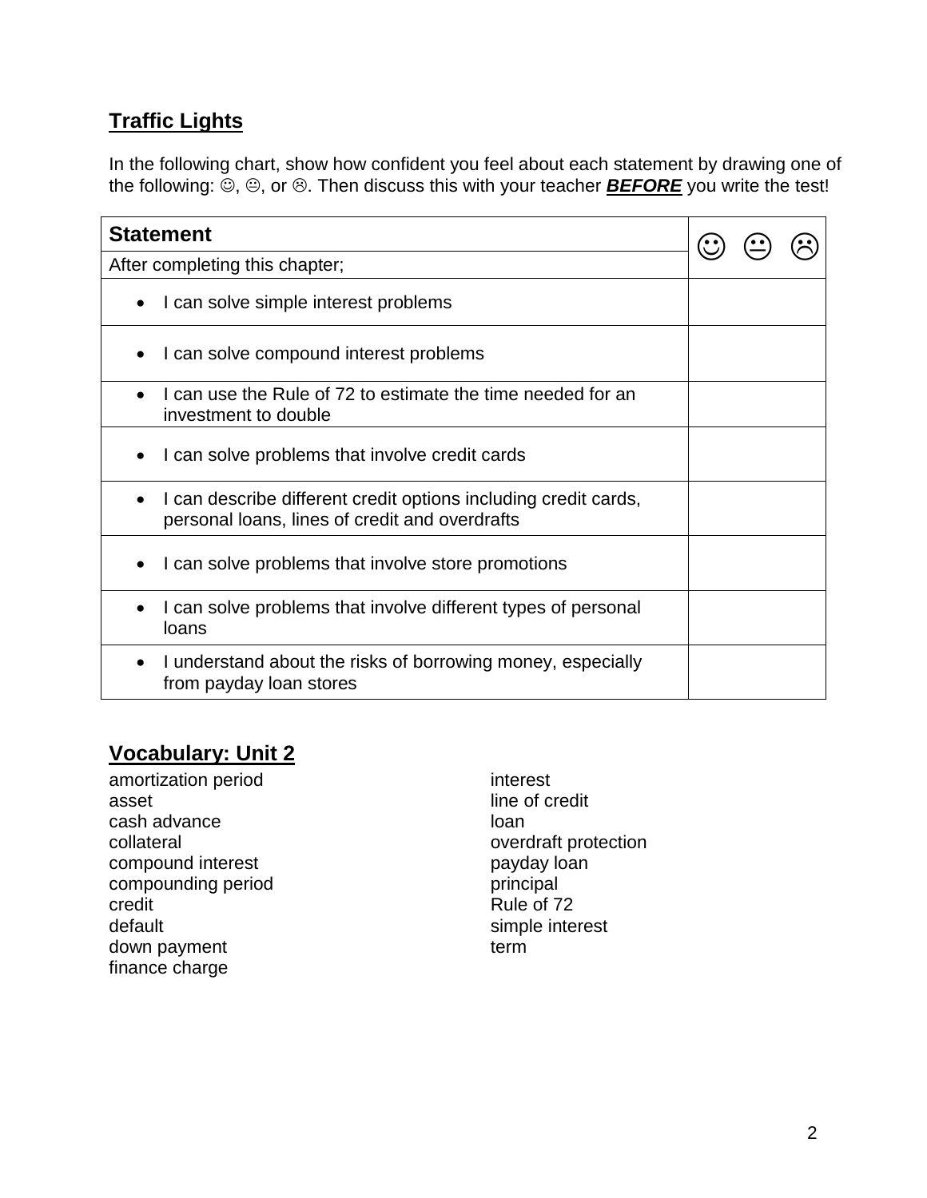## Traffic Lights

In the following chart, show how confident you feel about each statement by drawing one of the following: ☺, 😐, or ☹. Then discuss this with your teacher ***BEFORE*** you write the test!

| **Statement** | ☺ 😐 ☹ |
|---|---|
| After completing this chapter; | |
| • I can solve simple interest problems | |
| • I can solve compound interest problems | |
| • I can use the Rule of 72 to estimate the time needed for an investment to double | |
| • I can solve problems that involve credit cards | |
| • I can describe different credit options including credit cards, personal loans, lines of credit and overdrafts | |
| • I can solve problems that involve store promotions | |
| • I can solve problems that involve different types of personal loans | |
| • I understand about the risks of borrowing money, especially from payday loan stores | |

## Vocabulary: Unit 2

amortization period
asset
cash advance
collateral
compound interest
compounding period
credit
default
down payment
finance charge
interest
line of credit
loan
overdraft protection
payday loan
principal
Rule of 72
simple interest
term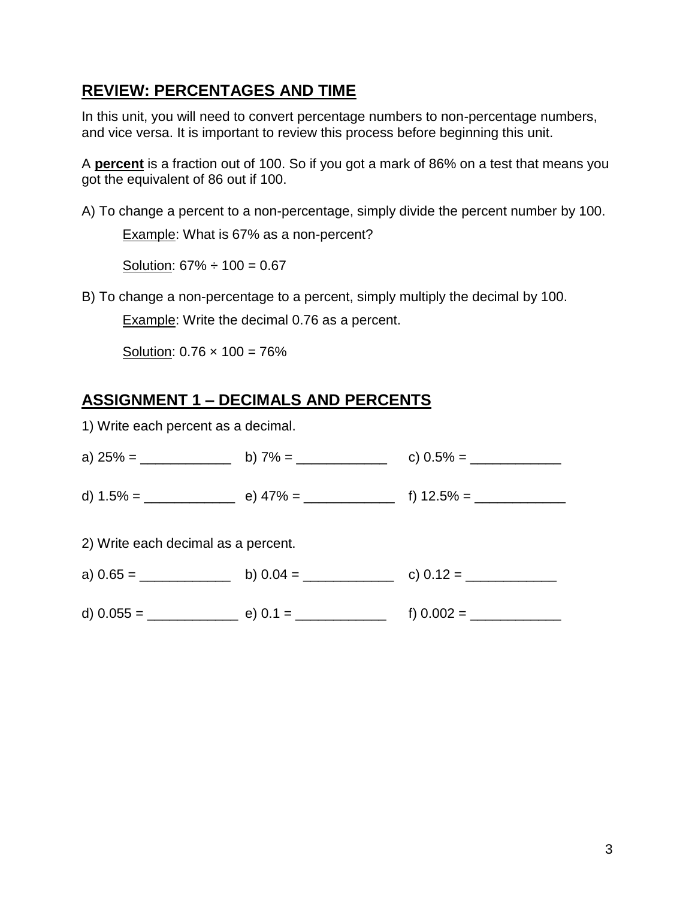## REVIEW: PERCENTAGES AND TIME

In this unit, you will need to convert percentage numbers to non-percentage numbers, and vice versa. It is important to review this process before beginning this unit.

A **percent** is a fraction out of 100. So if you got a mark of 86% on a test that means you got the equivalent of 86 out if 100.

A) To change a percent to a non-percentage, simply divide the percent number by 100.

Example: What is 67% as a non-percent?

Solution: 67% ÷ 100 = 0.67

B) To change a non-percentage to a percent, simply multiply the decimal by 100.

Example: Write the decimal 0.76 as a percent.

Solution: 0.76 × 100 = 76%

## ASSIGNMENT 1 – DECIMALS AND PERCENTS

1) Write each percent as a decimal.

a) 25% = ____________ b) 7% = ____________ c) 0.5% = ____________

d) 1.5% = ____________ e) 47% = ____________ f) 12.5% = ____________

2) Write each decimal as a percent.

a) 0.65 = ____________ b) 0.04 = ____________ c) 0.12 = ____________

d) 0.055 = ____________ e) 0.1 = ____________ f) 0.002 = ____________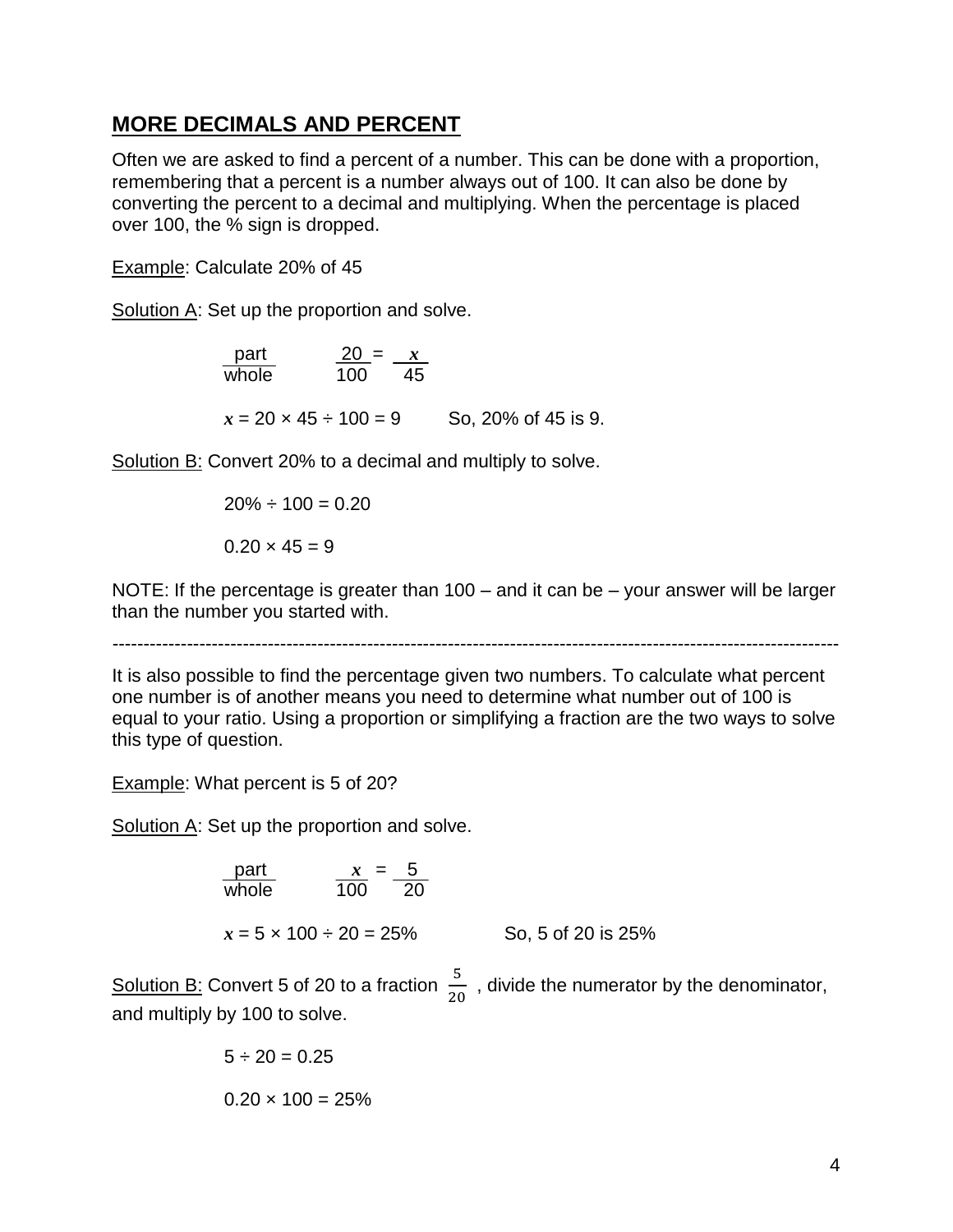## MORE DECIMALS AND PERCENT

Often we are asked to find a percent of a number. This can be done with a proportion, remembering that a percent is a number always out of 100. It can also be done by converting the percent to a decimal and multiplying. When the percentage is placed over 100, the % sign is dropped.

Example: Calculate 20% of 45

Solution A: Set up the proportion and solve.

$$\frac{\text{part}}{\text{whole}} \qquad \frac{20}{100} = \frac{x}{45}$$

$x = 20 \times 45 \div 100 = 9$ So, 20% of 45 is 9.

Solution B: Convert 20% to a decimal and multiply to solve.

$20\% \div 100 = 0.20$

$0.20 \times 45 = 9$

NOTE: If the percentage is greater than 100 – and it can be – your answer will be larger than the number you started with.

---

It is also possible to find the percentage given two numbers. To calculate what percent one number is of another means you need to determine what number out of 100 is equal to your ratio. Using a proportion or simplifying a fraction are the two ways to solve this type of question.

Example: What percent is 5 of 20?

Solution A: Set up the proportion and solve.

$$\frac{\text{part}}{\text{whole}} \qquad \frac{x}{100} = \frac{5}{20}$$

$x = 5 \times 100 \div 20 = 25\%$ So, 5 of 20 is 25%

Solution B: Convert 5 of 20 to a fraction $\frac{5}{20}$ , divide the numerator by the denominator, and multiply by 100 to solve.

$5 \div 20 = 0.25$

$0.20 \times 100 = 25\%$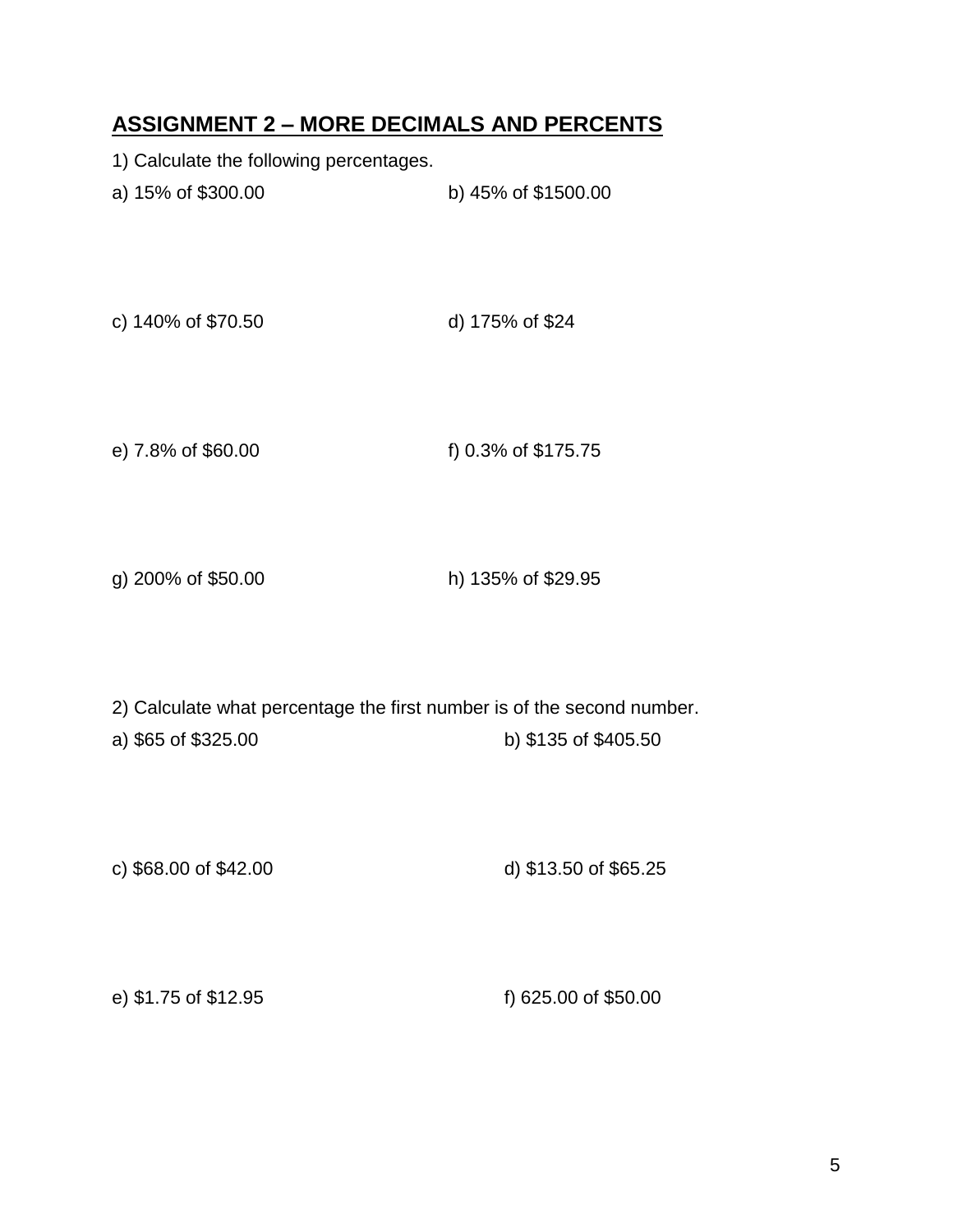## ASSIGNMENT 2 – MORE DECIMALS AND PERCENTS

1) Calculate the following percentages.

a) 15% of $300.00

b) 45% of $1500.00

c) 140% of $70.50

d) 175% of $24

e) 7.8% of $60.00

f) 0.3% of $175.75

g) 200% of $50.00

h) 135% of $29.95

2) Calculate what percentage the first number is of the second number.

a) $65 of $325.00

b) $135 of $405.50

c) $68.00 of $42.00

d) $13.50 of $65.25

e) $1.75 of $12.95

f) 625.00 of $50.00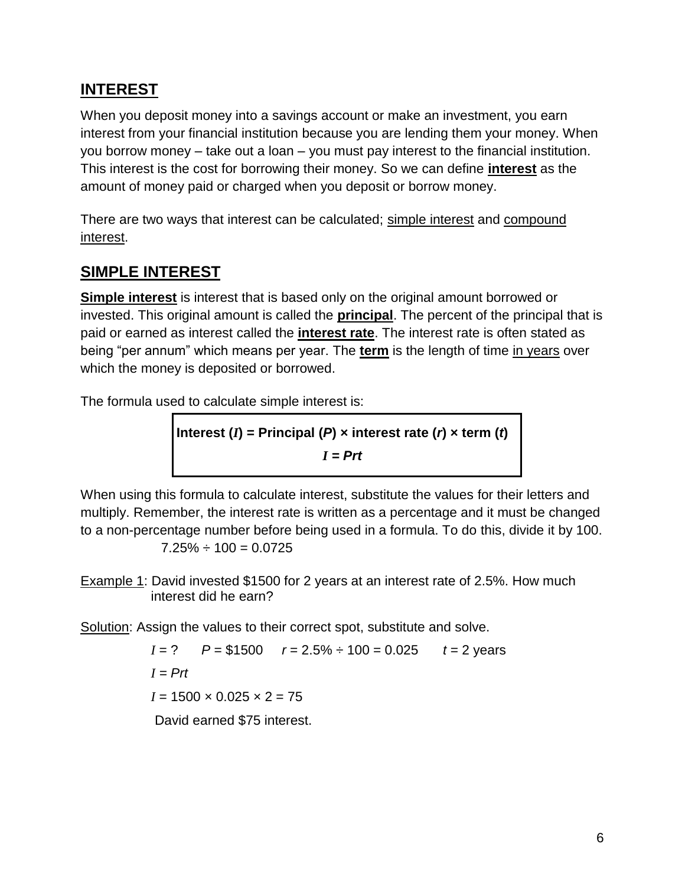## INTEREST

When you deposit money into a savings account or make an investment, you earn interest from your financial institution because you are lending them your money. When you borrow money – take out a loan – you must pay interest to the financial institution. This interest is the cost for borrowing their money. So we can define **interest** as the amount of money paid or charged when you deposit or borrow money.

There are two ways that interest can be calculated; simple interest and compound interest.

## SIMPLE INTEREST

**Simple interest** is interest that is based only on the original amount borrowed or invested. This original amount is called the **principal**. The percent of the principal that is paid or earned as interest called the **interest rate**. The interest rate is often stated as being "per annum" which means per year. The **term** is the length of time in years over which the money is deposited or borrowed.

The formula used to calculate simple interest is:

**Interest ($I$) = Principal ($P$) × interest rate ($r$) × term ($t$)**

$$I = Prt$$

When using this formula to calculate interest, substitute the values for their letters and multiply. Remember, the interest rate is written as a percentage and it must be changed to a non-percentage number before being used in a formula. To do this, divide it by 100.

$7.25\% \div 100 = 0.0725$

Example 1: David invested $1500 for 2 years at an interest rate of 2.5%. How much interest did he earn?

Solution: Assign the values to their correct spot, substitute and solve.

$I = ?$ $P = \$1500$ $r = 2.5\% \div 100 = 0.025$ $t = 2$ years

$I = Prt$

$I = 1500 \times 0.025 \times 2 = 75$

David earned $75 interest.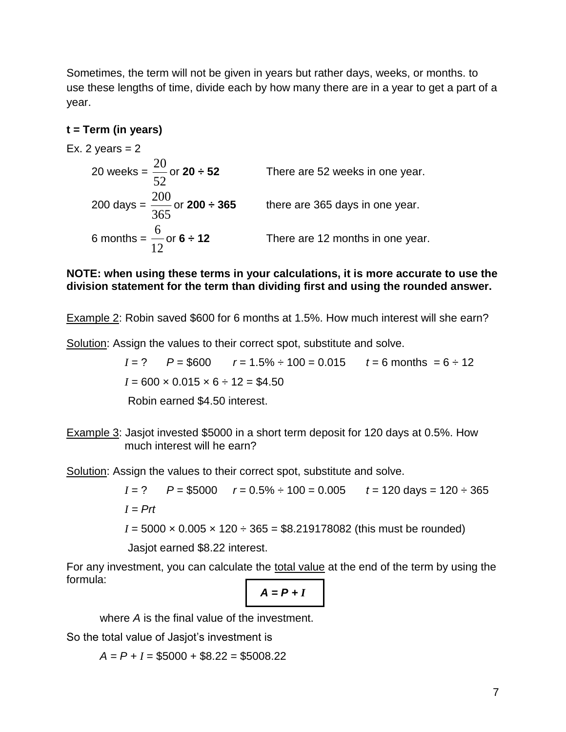Sometimes, the term will not be given in years but rather days, weeks, or months. to use these lengths of time, divide each by how many there are in a year to get a part of a year.

**t = Term (in years)**

Ex. 2 years = 2

20 weeks = $\frac{20}{52}$ or **20 ÷ 52** There are 52 weeks in one year.

200 days = $\frac{200}{365}$ or **200 ÷ 365** there are 365 days in one year.

6 months = $\frac{6}{12}$ or **6 ÷ 12** There are 12 months in one year.

**NOTE: when using these terms in your calculations, it is more accurate to use the division statement for the term than dividing first and using the rounded answer.**

<u>Example 2</u>: Robin saved \$600 for 6 months at 1.5%. How much interest will she earn?

<u>Solution</u>: Assign the values to their correct spot, substitute and solve.

$I$ = ? $P$ = \$600 $r$ = 1.5% ÷ 100 = 0.015 $t$ = 6 months = 6 ÷ 12

$I$ = 600 × 0.015 × 6 ÷ 12 = \$4.50

Robin earned \$4.50 interest.

<u>Example 3</u>: Jasjot invested \$5000 in a short term deposit for 120 days at 0.5%. How much interest will he earn?

<u>Solution</u>: Assign the values to their correct spot, substitute and solve.

$I$ = ? $P$ = \$5000 $r$ = 0.5% ÷ 100 = 0.005 $t$ = 120 days = 120 ÷ 365

$I = Prt$

$I$ = 5000 × 0.005 × 120 ÷ 365 = \$8.219178082 (this must be rounded)

Jasjot earned \$8.22 interest.

For any investment, you can calculate the <u>total value</u> at the end of the term by using the formula:

$$A = P + I$$

where $A$ is the final value of the investment.

So the total value of Jasjot's investment is

$A = P + I$ = \$5000 + \$8.22 = \$5008.22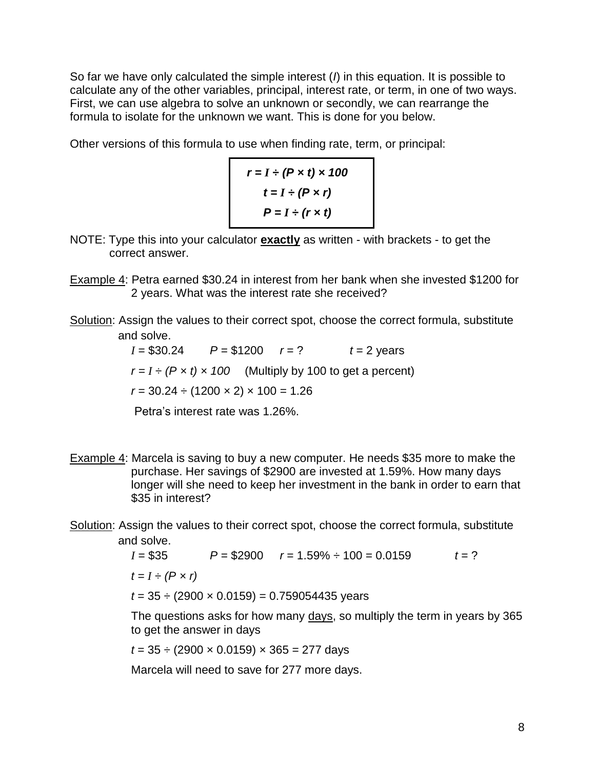So far we have only calculated the simple interest ($I$) in this equation. It is possible to calculate any of the other variables, principal, interest rate, or term, in one of two ways. First, we can use algebra to solve an unknown or secondly, we can rearrange the formula to isolate for the unknown we want. This is done for you below.

Other versions of this formula to use when finding rate, term, or principal:

$$r = I \div (P \times t) \times 100$$

$$t = I \div (P \times r)$$

$$P = I \div (r \times t)$$

NOTE: Type this into your calculator **exactly** as written - with brackets - to get the correct answer.

Example 4: Petra earned $30.24 in interest from her bank when she invested $1200 for 2 years. What was the interest rate she received?

Solution: Assign the values to their correct spot, choose the correct formula, substitute and solve.

$I$ = \$30.24 $\quad$ $P$ = \$1200 $\quad$ $r$ = ? $\quad$ $t$ = 2 years

$r = I \div (P \times t) \times 100$ (Multiply by 100 to get a percent)

$r = 30.24 \div (1200 \times 2) \times 100 = 1.26$

Petra's interest rate was 1.26%.

Example 4: Marcela is saving to buy a new computer. He needs $35 more to make the purchase. Her savings of $2900 are invested at 1.59%. How many days longer will she need to keep her investment in the bank in order to earn that $35 in interest?

Solution: Assign the values to their correct spot, choose the correct formula, substitute and solve.

$I$ = \$35 $\quad$ $P$ = \$2900 $\quad$ $r = 1.59\% \div 100 = 0.0159$ $\quad$ $t$ = ?

$t = I \div (P \times r)$

$t = 35 \div (2900 \times 0.0159) = 0.759054435$ years

The questions asks for how many days, so multiply the term in years by 365 to get the answer in days

$t = 35 \div (2900 \times 0.0159) \times 365 = 277$ days

Marcela will need to save for 277 more days.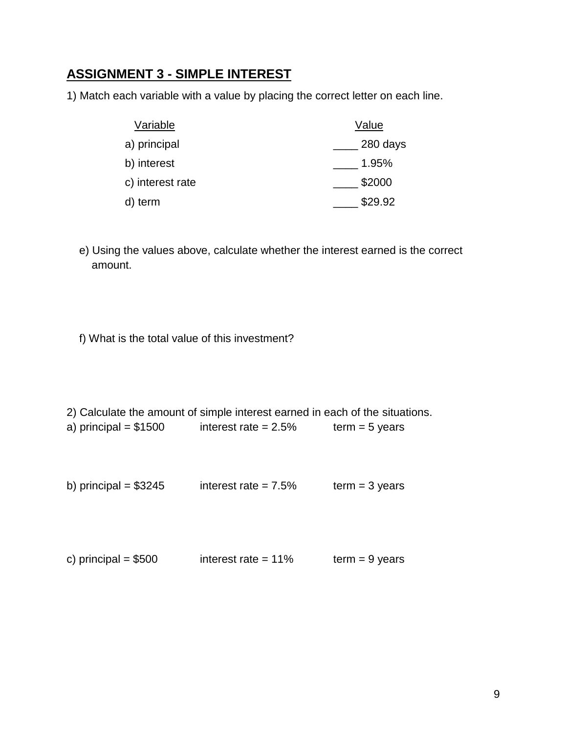## ASSIGNMENT 3 - SIMPLE INTEREST

1) Match each variable with a value by placing the correct letter on each line.

| Variable | Value |
|---|---|
| a) principal | ____ 280 days |
| b) interest | ____ 1.95% |
| c) interest rate | ____ $2000 |
| d) term | ____ $29.92 |

e) Using the values above, calculate whether the interest earned is the correct amount.

f) What is the total value of this investment?

2) Calculate the amount of simple interest earned in each of the situations.

a) principal = $1500     interest rate = 2.5%     term = 5 years

b) principal = $3245     interest rate = 7.5%     term = 3 years

c) principal = $500     interest rate = 11%     term = 9 years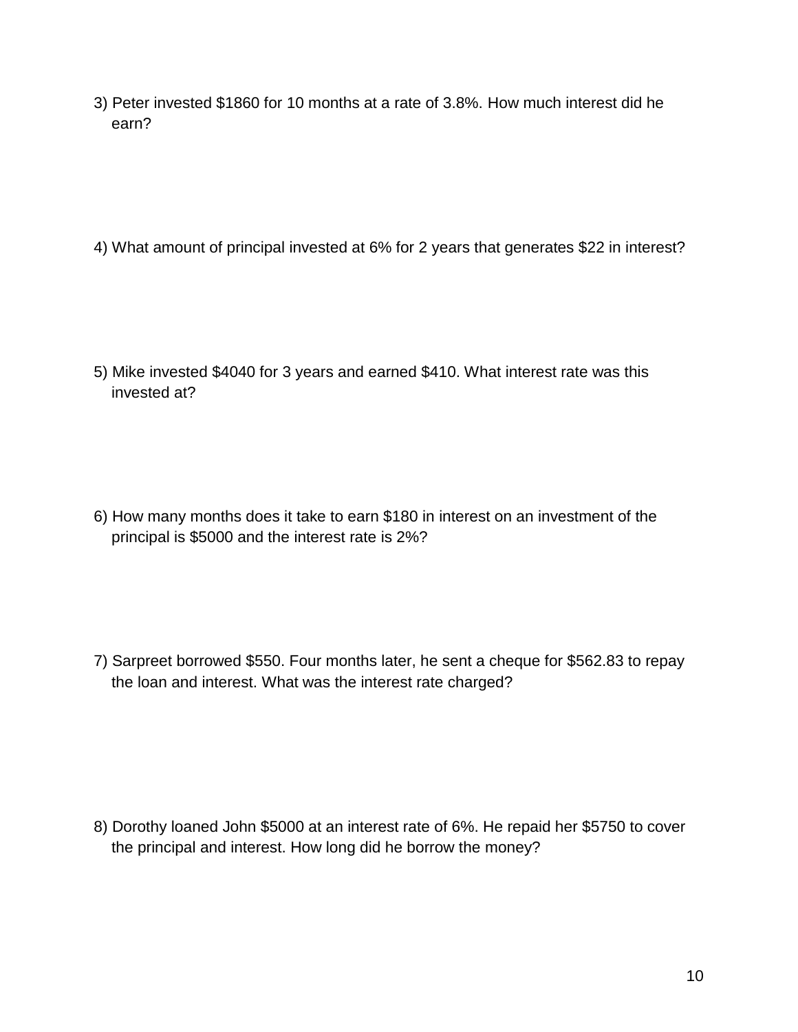3) Peter invested $1860 for 10 months at a rate of 3.8%. How much interest did he earn?

4) What amount of principal invested at 6% for 2 years that generates $22 in interest?

5) Mike invested $4040 for 3 years and earned $410. What interest rate was this invested at?

6) How many months does it take to earn $180 in interest on an investment of the principal is $5000 and the interest rate is 2%?

7) Sarpreet borrowed $550. Four months later, he sent a cheque for $562.83 to repay the loan and interest. What was the interest rate charged?

8) Dorothy loaned John $5000 at an interest rate of 6%. He repaid her $5750 to cover the principal and interest. How long did he borrow the money?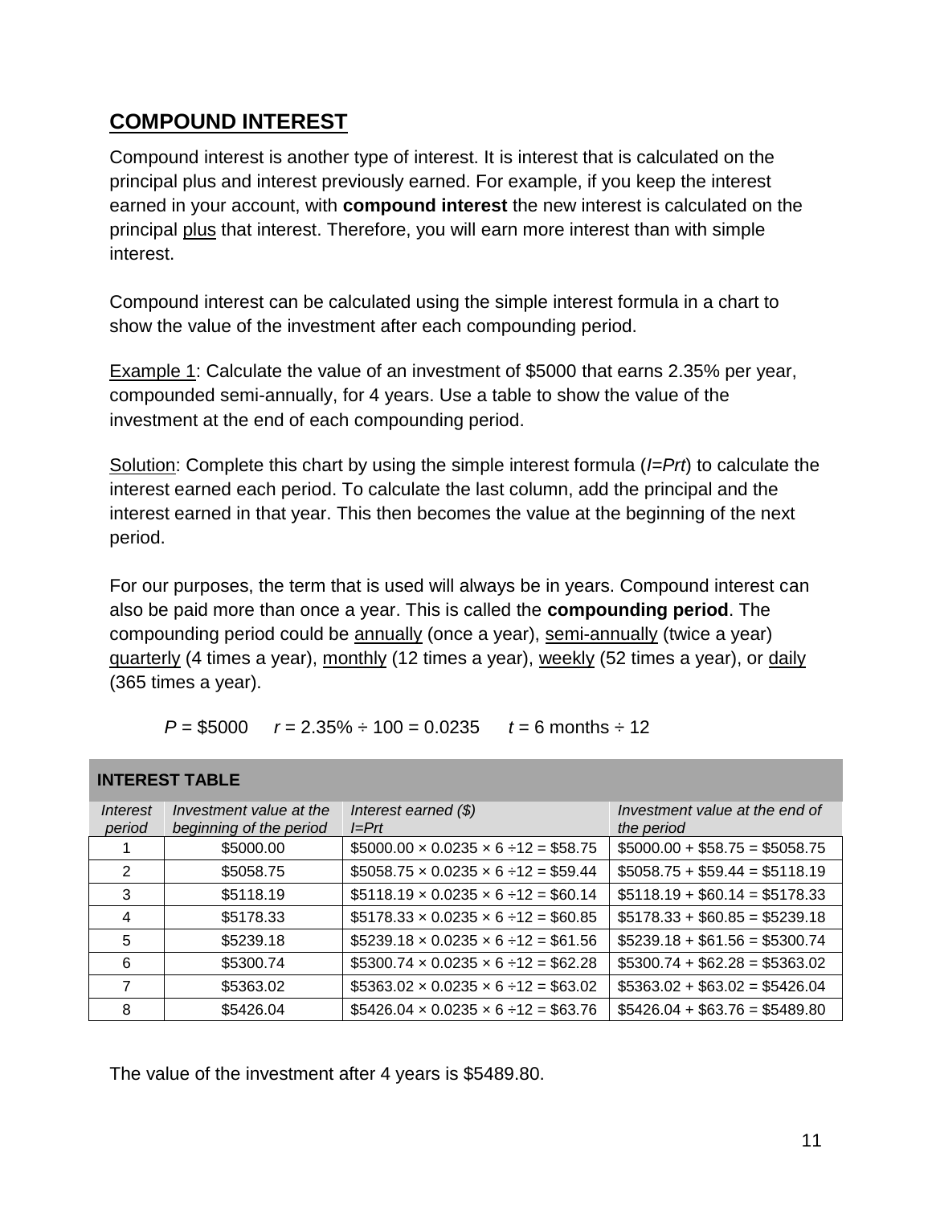## COMPOUND INTEREST

Compound interest is another type of interest. It is interest that is calculated on the principal plus and interest previously earned. For example, if you keep the interest earned in your account, with **compound interest** the new interest is calculated on the principal <u>plus</u> that interest. Therefore, you will earn more interest than with simple interest.

Compound interest can be calculated using the simple interest formula in a chart to show the value of the investment after each compounding period.

<u>Example 1</u>: Calculate the value of an investment of $5000 that earns 2.35% per year, compounded semi-annually, for 4 years. Use a table to show the value of the investment at the end of each compounding period.

<u>Solution</u>: Complete this chart by using the simple interest formula (*I=Prt*) to calculate the interest earned each period. To calculate the last column, add the principal and the interest earned in that year. This then becomes the value at the beginning of the next period.

For our purposes, the term that is used will always be in years. Compound interest can also be paid more than once a year. This is called the **compounding period**. The compounding period could be <u>annually</u> (once a year), <u>semi-annually</u> (twice a year) <u>quarterly</u> (4 times a year), <u>monthly</u> (12 times a year), <u>weekly</u> (52 times a year), or <u>daily</u> (365 times a year).

$P$ = $5000  $r$ = 2.35% ÷ 100 = 0.0235  $t$ = 6 months ÷ 12

| **INTEREST TABLE** | | | |
|---|---|---|---|
| *Interest period* | *Investment value at the beginning of the period* | *Interest earned ($) I=Prt* | *Investment value at the end of the period* |
| 1 | $5000.00 | $5000.00 × 0.0235 × 6 ÷12 = $58.75 | $5000.00 + $58.75 = $5058.75 |
| 2 | $5058.75 | $5058.75 × 0.0235 × 6 ÷12 = $59.44 | $5058.75 + $59.44 = $5118.19 |
| 3 | $5118.19 | $5118.19 × 0.0235 × 6 ÷12 = $60.14 | $5118.19 + $60.14 = $5178.33 |
| 4 | $5178.33 | $5178.33 × 0.0235 × 6 ÷12 = $60.85 | $5178.33 + $60.85 = $5239.18 |
| 5 | $5239.18 | $5239.18 × 0.0235 × 6 ÷12 = $61.56 | $5239.18 + $61.56 = $5300.74 |
| 6 | $5300.74 | $5300.74 × 0.0235 × 6 ÷12 = $62.28 | $5300.74 + $62.28 = $5363.02 |
| 7 | $5363.02 | $5363.02 × 0.0235 × 6 ÷12 = $63.02 | $5363.02 + $63.02 = $5426.04 |
| 8 | $5426.04 | $5426.04 × 0.0235 × 6 ÷12 = $63.76 | $5426.04 + $63.76 = $5489.80 |

The value of the investment after 4 years is $5489.80.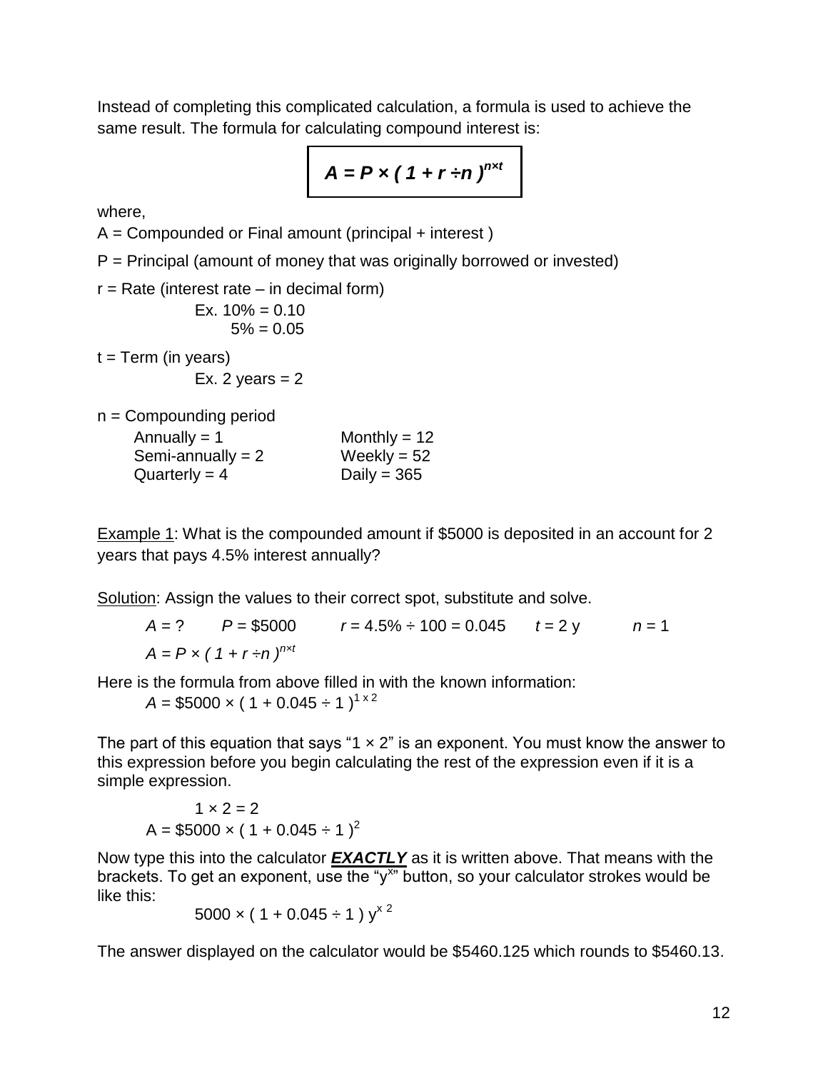Instead of completing this complicated calculation, a formula is used to achieve the same result. The formula for calculating compound interest is:

$$A = P \times ( 1 + r \div n )^{n \times t}$$

where,

A = Compounded or Final amount (principal + interest )

P = Principal (amount of money that was originally borrowed or invested)

r = Rate (interest rate – in decimal form)

Ex. 10% = 0.10
5% = 0.05

t = Term (in years)

Ex. 2 years = 2

n = Compounding period

| | |
|---|---|
| Annually = 1 | Monthly = 12 |
| Semi-annually = 2 | Weekly = 52 |
| Quarterly = 4 | Daily = 365 |

Example 1: What is the compounded amount if $5000 is deposited in an account for 2 years that pays 4.5% interest annually?

Solution: Assign the values to their correct spot, substitute and solve.

$A$ = ? $P$ = $5000 $r$ = 4.5% ÷ 100 = 0.045 $t$ = 2 y $n$ = 1

$A = P \times ( 1 + r \div n )^{n \times t}$

Here is the formula from above filled in with the known information:

$A = \$5000 \times ( 1 + 0.045 \div 1 )^{1 \times 2}$

The part of this equation that says "1 × 2" is an exponent. You must know the answer to this expression before you begin calculating the rest of the expression even if it is a simple expression.

$1 \times 2 = 2$

$A = \$5000 \times ( 1 + 0.045 \div 1 )^2$

Now type this into the calculator ***EXACTLY*** as it is written above. That means with the brackets. To get an exponent, use the "$y^x$" button, so your calculator strokes would be like this:

$5000 \times ( 1 + 0.045 \div 1 ) \ y^x \ 2$

The answer displayed on the calculator would be $5460.125 which rounds to $5460.13.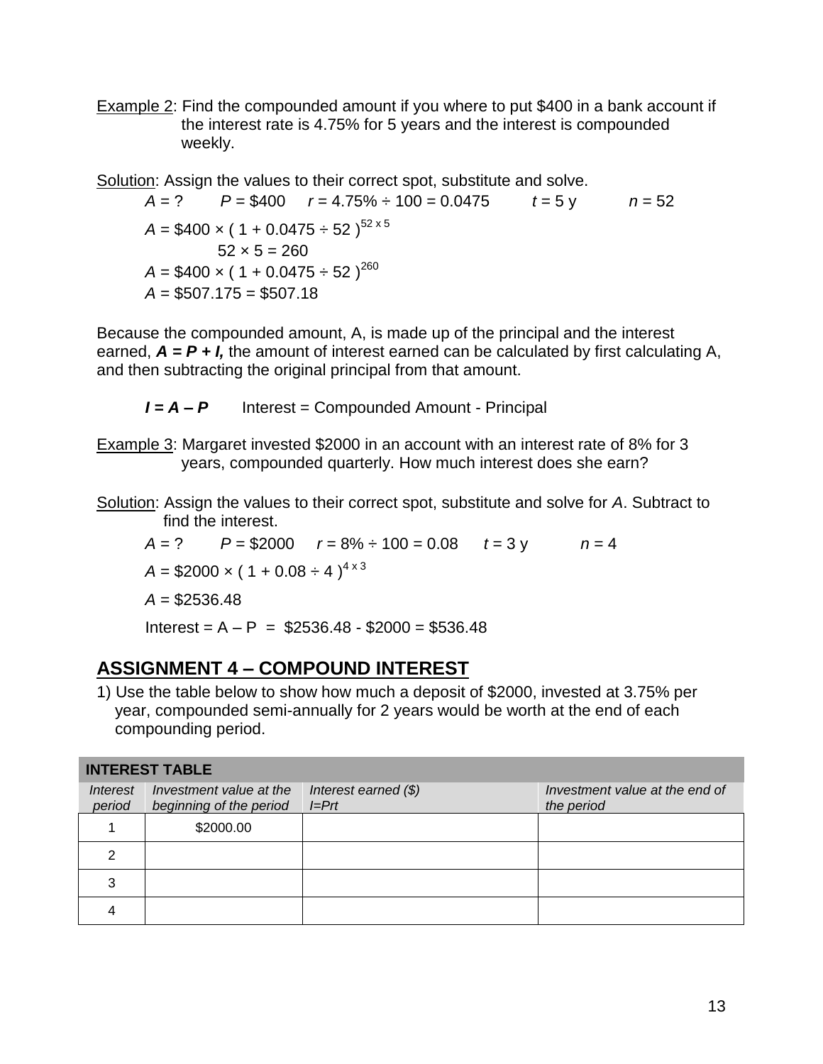Example 2: Find the compounded amount if you where to put \$400 in a bank account if the interest rate is 4.75% for 5 years and the interest is compounded weekly.

Solution: Assign the values to their correct spot, substitute and solve.

$A$ = ?  $P$ = \$400  $r$ = 4.75% ÷ 100 = 0.0475  $t$ = 5 y  $n$ = 52

$A = \$400 \times (1 + 0.0475 \div 52)^{52 \times 5}$

$52 \times 5 = 260$

$A = \$400 \times (1 + 0.0475 \div 52)^{260}$

$A = \$507.175 = \$507.18$

Because the compounded amount, A, is made up of the principal and the interest earned, ***A = P + I,*** the amount of interest earned can be calculated by first calculating A, and then subtracting the original principal from that amount.

***I = A – P***  Interest = Compounded Amount - Principal

Example 3: Margaret invested \$2000 in an account with an interest rate of 8% for 3 years, compounded quarterly. How much interest does she earn?

Solution: Assign the values to their correct spot, substitute and solve for $A$. Subtract to find the interest.

$A$ = ?  $P$ = \$2000  $r$ = 8% ÷ 100 = 0.08  $t$ = 3 y  $n$ = 4

$A = \$2000 \times (1 + 0.08 \div 4)^{4 \times 3}$

$A = \$2536.48$

Interest = A – P = \$2536.48 - \$2000 = \$536.48

## ASSIGNMENT 4 – COMPOUND INTEREST

1) Use the table below to show how much a deposit of \$2000, invested at 3.75% per year, compounded semi-annually for 2 years would be worth at the end of each compounding period.

| **INTEREST TABLE** | | | |
|---|---|---|---|
| *Interest period* | *Investment value at the beginning of the period* | *Interest earned (\$) I=Prt* | *Investment value at the end of the period* |
| 1 | \$2000.00 | | |
| 2 | | | |
| 3 | | | |
| 4 | | | |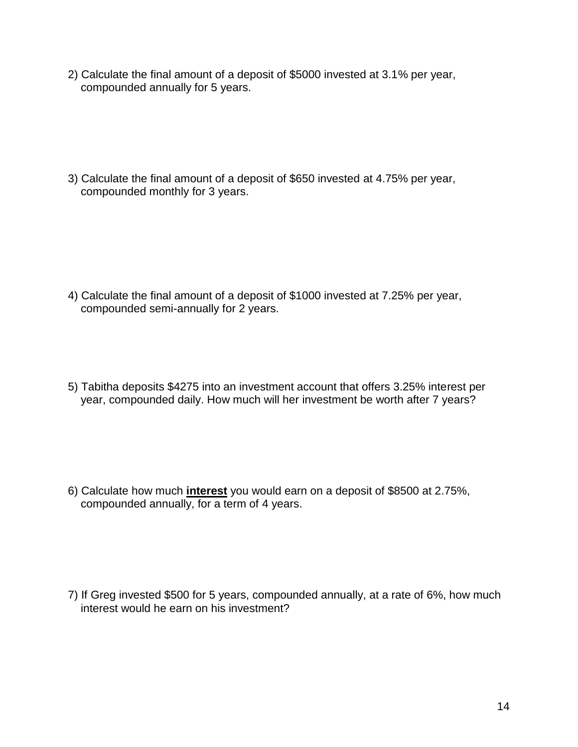2) Calculate the final amount of a deposit of $5000 invested at 3.1% per year, compounded annually for 5 years.

3) Calculate the final amount of a deposit of $650 invested at 4.75% per year, compounded monthly for 3 years.

4) Calculate the final amount of a deposit of $1000 invested at 7.25% per year, compounded semi-annually for 2 years.

5) Tabitha deposits $4275 into an investment account that offers 3.25% interest per year, compounded daily. How much will her investment be worth after 7 years?

6) Calculate how much **interest** you would earn on a deposit of $8500 at 2.75%, compounded annually, for a term of 4 years.

7) If Greg invested $500 for 5 years, compounded annually, at a rate of 6%, how much interest would he earn on his investment?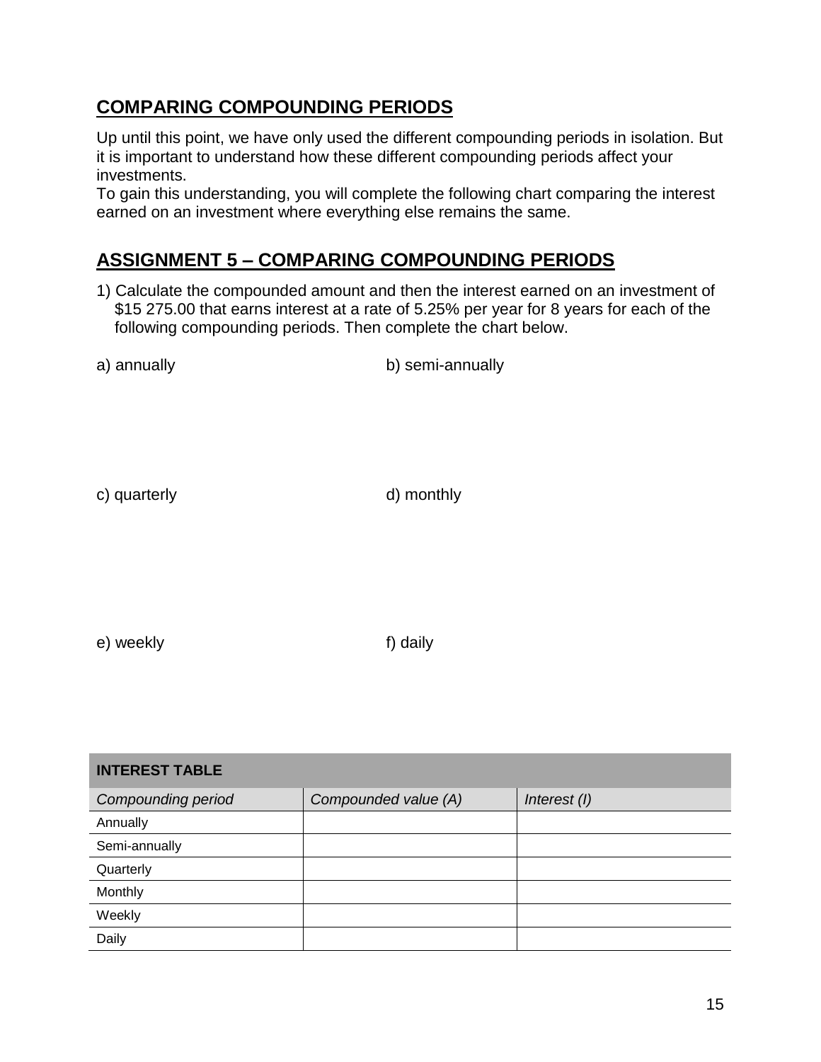## COMPARING COMPOUNDING PERIODS

Up until this point, we have only used the different compounding periods in isolation. But it is important to understand how these different compounding periods affect your investments.
To gain this understanding, you will complete the following chart comparing the interest earned on an investment where everything else remains the same.

## ASSIGNMENT 5 – COMPARING COMPOUNDING PERIODS

1) Calculate the compounded amount and then the interest earned on an investment of $15 275.00 that earns interest at a rate of 5.25% per year for 8 years for each of the following compounding periods. Then complete the chart below.

a) annually

b) semi-annually

c) quarterly

d) monthly

e) weekly

f) daily

| **INTEREST TABLE** | | |
|---|---|---|
| *Compounding period* | *Compounded value (A)* | *Interest (I)* |
| Annually | | |
| Semi-annually | | |
| Quarterly | | |
| Monthly | | |
| Weekly | | |
| Daily | | |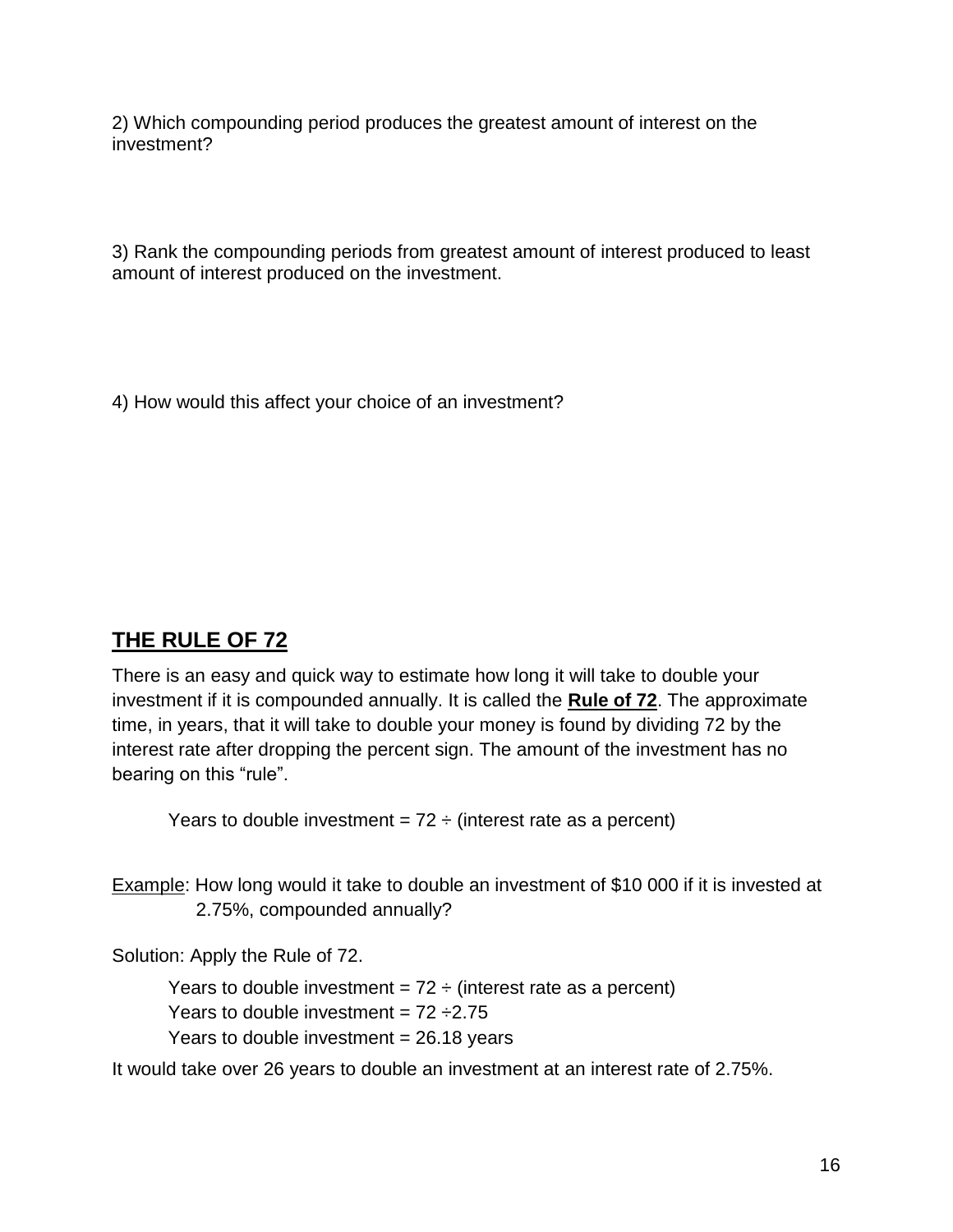2) Which compounding period produces the greatest amount of interest on the investment?

3) Rank the compounding periods from greatest amount of interest produced to least amount of interest produced on the investment.

4) How would this affect your choice of an investment?

## THE RULE OF 72

There is an easy and quick way to estimate how long it will take to double your investment if it is compounded annually. It is called the **Rule of 72**. The approximate time, in years, that it will take to double your money is found by dividing 72 by the interest rate after dropping the percent sign. The amount of the investment has no bearing on this "rule".

Years to double investment = 72 ÷ (interest rate as a percent)

Example: How long would it take to double an investment of $10 000 if it is invested at 2.75%, compounded annually?

Solution: Apply the Rule of 72.

Years to double investment = 72 ÷ (interest rate as a percent)
Years to double investment = 72 ÷2.75
Years to double investment = 26.18 years

It would take over 26 years to double an investment at an interest rate of 2.75%.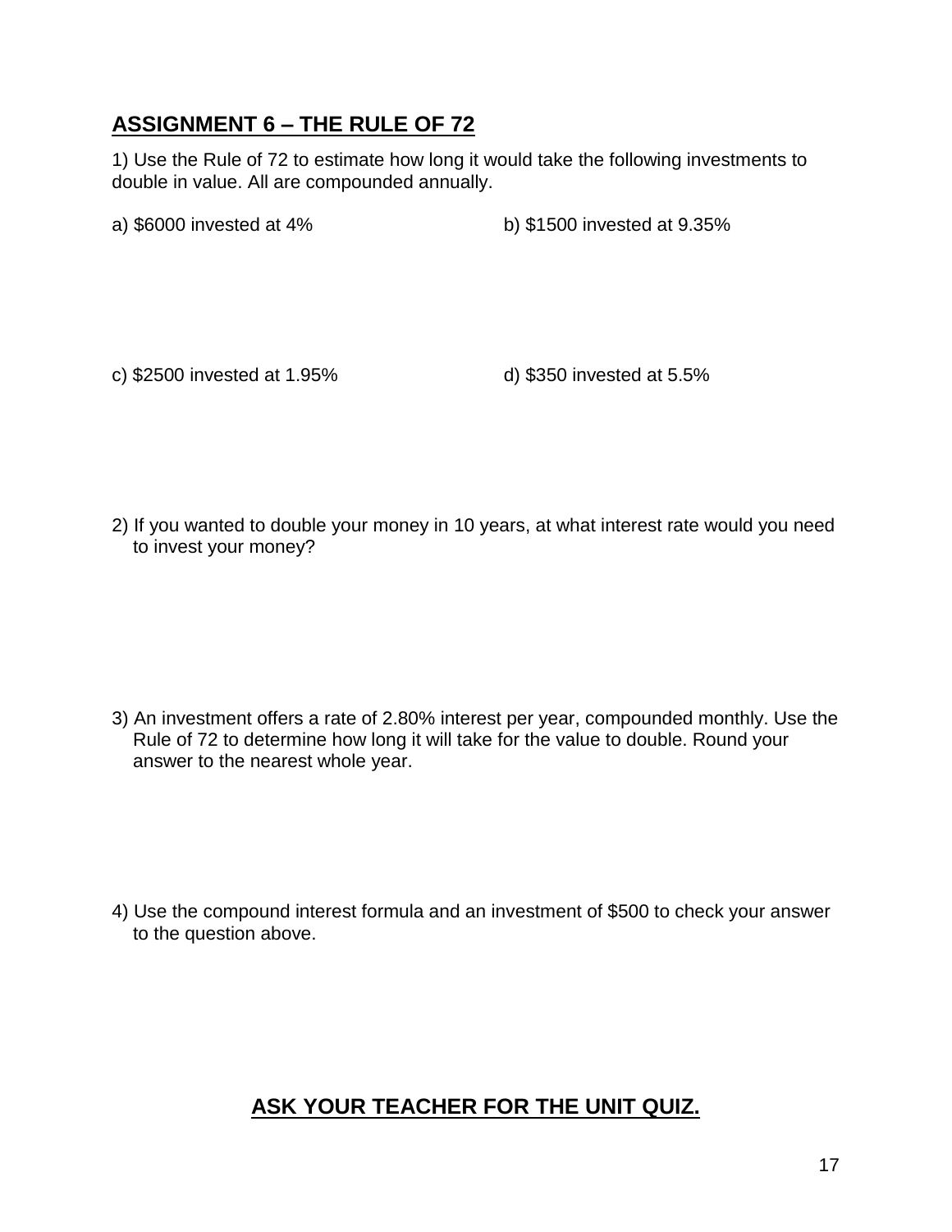## ASSIGNMENT 6 – THE RULE OF 72

1) Use the Rule of 72 to estimate how long it would take the following investments to double in value. All are compounded annually.

a) $6000 invested at 4%

b) $1500 invested at 9.35%

c) $2500 invested at 1.95%

d) $350 invested at 5.5%

2) If you wanted to double your money in 10 years, at what interest rate would you need to invest your money?

3) An investment offers a rate of 2.80% interest per year, compounded monthly. Use the Rule of 72 to determine how long it will take for the value to double. Round your answer to the nearest whole year.

4) Use the compound interest formula and an investment of $500 to check your answer to the question above.

**ASK YOUR TEACHER FOR THE UNIT QUIZ.**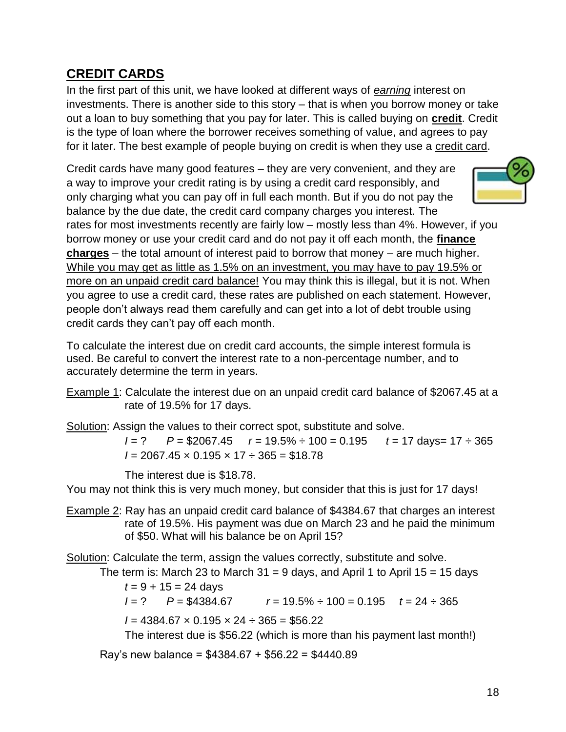## CREDIT CARDS

In the first part of this unit, we have looked at different ways of *earning* interest on investments. There is another side to this story – that is when you borrow money or take out a loan to buy something that you pay for later. This is called buying on **credit**. Credit is the type of loan where the borrower receives something of value, and agrees to pay for it later. The best example of people buying on credit is when they use a credit card.

Credit cards have many good features – they are very convenient, and they are a way to improve your credit rating is by using a credit card responsibly, and only charging what you can pay off in full each month. But if you do not pay the balance by the due date, the credit card company charges you interest. The rates for most investments recently are fairly low – mostly less than 4%. However, if you borrow money or use your credit card and do not pay it off each month, the **finance charges** – the total amount of interest paid to borrow that money – are much higher. While you may get as little as 1.5% on an investment, you may have to pay 19.5% or more on an unpaid credit card balance! You may think this is illegal, but it is not. When you agree to use a credit card, these rates are published on each statement. However, people don't always read them carefully and can get into a lot of debt trouble using credit cards they can't pay off each month.

To calculate the interest due on credit card accounts, the simple interest formula is used. Be careful to convert the interest rate to a non-percentage number, and to accurately determine the term in years.

Example 1: Calculate the interest due on an unpaid credit card balance of $2067.45 at a rate of 19.5% for 17 days.

Solution: Assign the values to their correct spot, substitute and solve.

$I = ?$  $P = \$2067.45$  $r = 19.5\% \div 100 = 0.195$  $t = 17$ days $= 17 \div 365$

$I = 2067.45 \times 0.195 \times 17 \div 365 = \$18.78$

The interest due is $18.78.

You may not think this is very much money, but consider that this is just for 17 days!

Example 2: Ray has an unpaid credit card balance of $4384.67 that charges an interest rate of 19.5%. His payment was due on March 23 and he paid the minimum of $50. What will his balance be on April 15?

Solution: Calculate the term, assign the values correctly, substitute and solve.

The term is: March 23 to March 31 = 9 days, and April 1 to April 15 = 15 days

$t = 9 + 15 = 24$ days

$I = ?$  $P = \$4384.67$  $r = 19.5\% \div 100 = 0.195$  $t = 24 \div 365$

$I = 4384.67 \times 0.195 \times 24 \div 365 = \$56.22$

The interest due is $56.22 (which is more than his payment last month!)

Ray's new balance = $4384.67 + $56.22 = $4440.89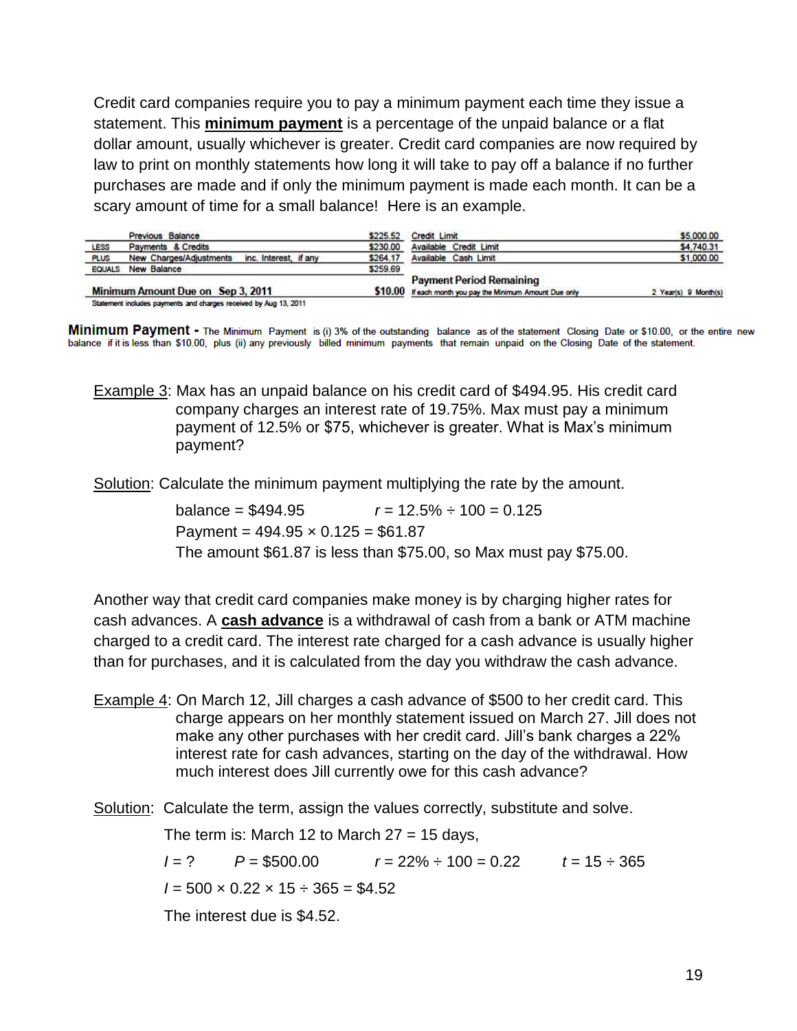Credit card companies require you to pay a minimum payment each time they issue a statement. This **minimum payment** is a percentage of the unpaid balance or a flat dollar amount, usually whichever is greater. Credit card companies are now required by law to print on monthly statements how long it will take to pay off a balance if no further purchases are made and if only the minimum payment is made each month. It can be a scary amount of time for a small balance! Here is an example.

| | | | | |
|---|---|---|---|---|
| | Previous Balance | $225.52 | Credit Limit | $5,000.00 |
| LESS | Payments & Credits | $230.00 | Available Credit Limit | $4,740.31 |
| PLUS | New Charges/Adjustments inc. Interest, if any | $264.17 | Available Cash Limit | $1,000.00 |
| EQUALS | New Balance | $259.69 | Payment Period Remaining | |
| | Minimum Amount Due on Sep 3, 2011 | $10.00 | If each month you pay the Minimum Amount Due only | 2 Year(s) 9 Month(s) |

Statement includes payments and charges received by Aug 13, 2011

**Minimum Payment -** The Minimum Payment is (i) 3% of the outstanding balance as of the statement Closing Date or $10.00, or the entire new balance if it is less than $10.00, plus (ii) any previously billed minimum payments that remain unpaid on the Closing Date of the statement.

Example 3: Max has an unpaid balance on his credit card of $494.95. His credit card company charges an interest rate of 19.75%. Max must pay a minimum payment of 12.5% or $75, whichever is greater. What is Max's minimum payment?

Solution: Calculate the minimum payment multiplying the rate by the amount.

balance = $494.95 $\qquad r = 12.5\% \div 100 = 0.125$

Payment = 494.95 × 0.125 = $61.87

The amount $61.87 is less than $75.00, so Max must pay $75.00.

Another way that credit card companies make money is by charging higher rates for cash advances. A **cash advance** is a withdrawal of cash from a bank or ATM machine charged to a credit card. The interest rate charged for a cash advance is usually higher than for purchases, and it is calculated from the day you withdraw the cash advance.

Example 4: On March 12, Jill charges a cash advance of $500 to her credit card. This charge appears on her monthly statement issued on March 27. Jill does not make any other purchases with her credit card. Jill's bank charges a 22% interest rate for cash advances, starting on the day of the withdrawal. How much interest does Jill currently owe for this cash advance?

Solution: Calculate the term, assign the values correctly, substitute and solve.

The term is: March 12 to March 27 = 15 days,

$I = ?$ $\qquad P = \$500.00$ $\qquad r = 22\% \div 100 = 0.22$ $\qquad t = 15 \div 365$

$I = 500 \times 0.22 \times 15 \div 365 = \$4.52$

The interest due is $4.52.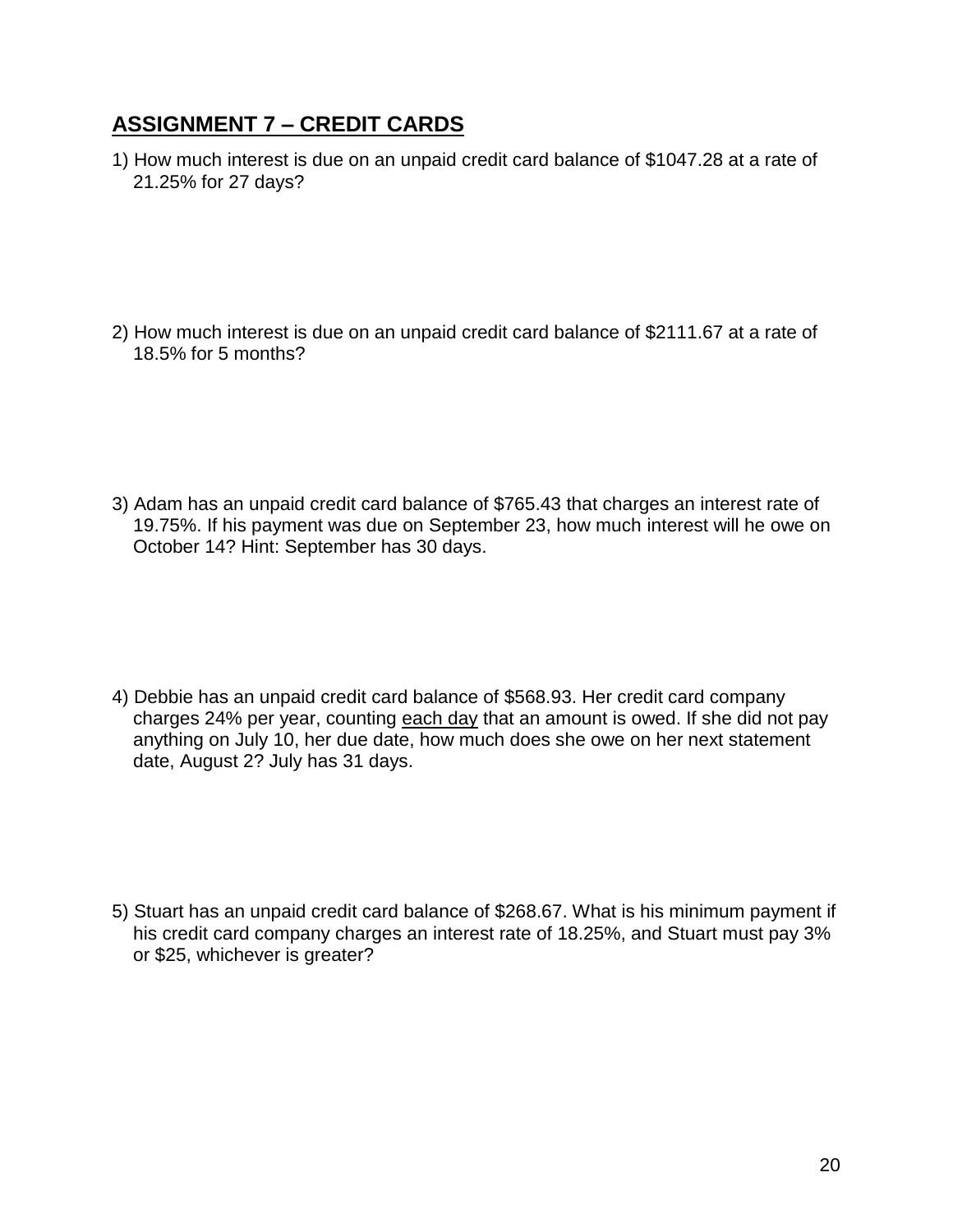## ASSIGNMENT 7 – CREDIT CARDS

1) How much interest is due on an unpaid credit card balance of $1047.28 at a rate of 21.25% for 27 days?

2) How much interest is due on an unpaid credit card balance of $2111.67 at a rate of 18.5% for 5 months?

3) Adam has an unpaid credit card balance of $765.43 that charges an interest rate of 19.75%. If his payment was due on September 23, how much interest will he owe on October 14? Hint: September has 30 days.

4) Debbie has an unpaid credit card balance of $568.93. Her credit card company charges 24% per year, counting <u>each day</u> that an amount is owed. If she did not pay anything on July 10, her due date, how much does she owe on her next statement date, August 2? July has 31 days.

5) Stuart has an unpaid credit card balance of $268.67. What is his minimum payment if his credit card company charges an interest rate of 18.25%, and Stuart must pay 3% or $25, whichever is greater?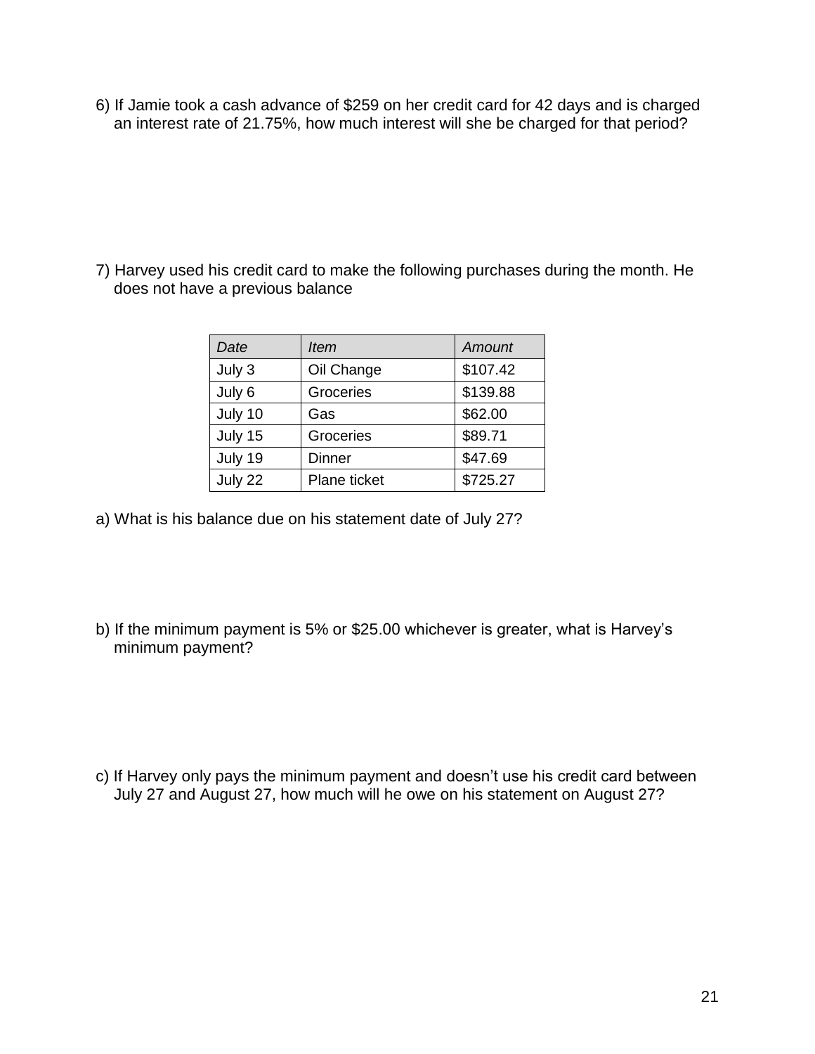6) If Jamie took a cash advance of $259 on her credit card for 42 days and is charged an interest rate of 21.75%, how much interest will she be charged for that period?

7) Harvey used his credit card to make the following purchases during the month. He does not have a previous balance

| *Date* | *Item* | *Amount* |
|---|---|---|
| July 3 | Oil Change | $107.42 |
| July 6 | Groceries | $139.88 |
| July 10 | Gas | $62.00 |
| July 15 | Groceries | $89.71 |
| July 19 | Dinner | $47.69 |
| July 22 | Plane ticket | $725.27 |

a) What is his balance due on his statement date of July 27?

b) If the minimum payment is 5% or $25.00 whichever is greater, what is Harvey's minimum payment?

c) If Harvey only pays the minimum payment and doesn't use his credit card between July 27 and August 27, how much will he owe on his statement on August 27?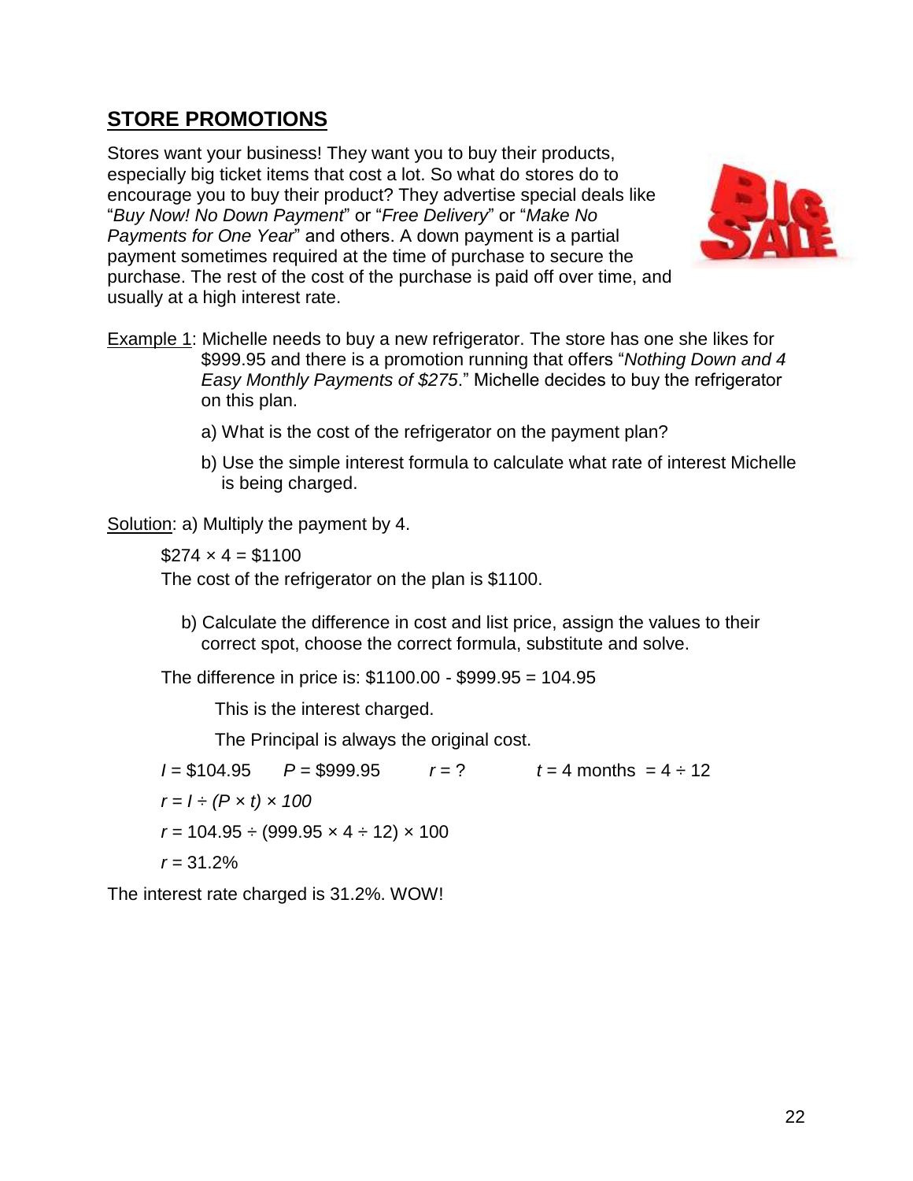## **STORE PROMOTIONS**

Stores want your business! They want you to buy their products, especially big ticket items that cost a lot. So what do stores do to encourage you to buy their product? They advertise special deals like "*Buy Now! No Down Payment*" or "*Free Delivery*" or "*Make No Payments for One Year*" and others. A down payment is a partial payment sometimes required at the time of purchase to secure the purchase. The rest of the cost of the purchase is paid off over time, and usually at a high interest rate.

Example 1: Michelle needs to buy a new refrigerator. The store has one she likes for $999.95 and there is a promotion running that offers "*Nothing Down and 4 Easy Monthly Payments of $275*." Michelle decides to buy the refrigerator on this plan.

a) What is the cost of the refrigerator on the payment plan?

b) Use the simple interest formula to calculate what rate of interest Michelle is being charged.

Solution: a) Multiply the payment by 4.

$274 × 4 = $1100

The cost of the refrigerator on the plan is $1100.

b) Calculate the difference in cost and list price, assign the values to their correct spot, choose the correct formula, substitute and solve.

The difference in price is: $1100.00 - $999.95 = 104.95

This is the interest charged.

The Principal is always the original cost.

$I$ = $104.95 &nbsp;&nbsp;&nbsp; $P$ = $999.95 &nbsp;&nbsp;&nbsp; $r$ = ? &nbsp;&nbsp;&nbsp; $t$ = 4 months = 4 ÷ 12

$r = I \div (P \times t) \times 100$

$r = 104.95 \div (999.95 \times 4 \div 12) \times 100$

$r = 31.2\%$

The interest rate charged is 31.2%. WOW!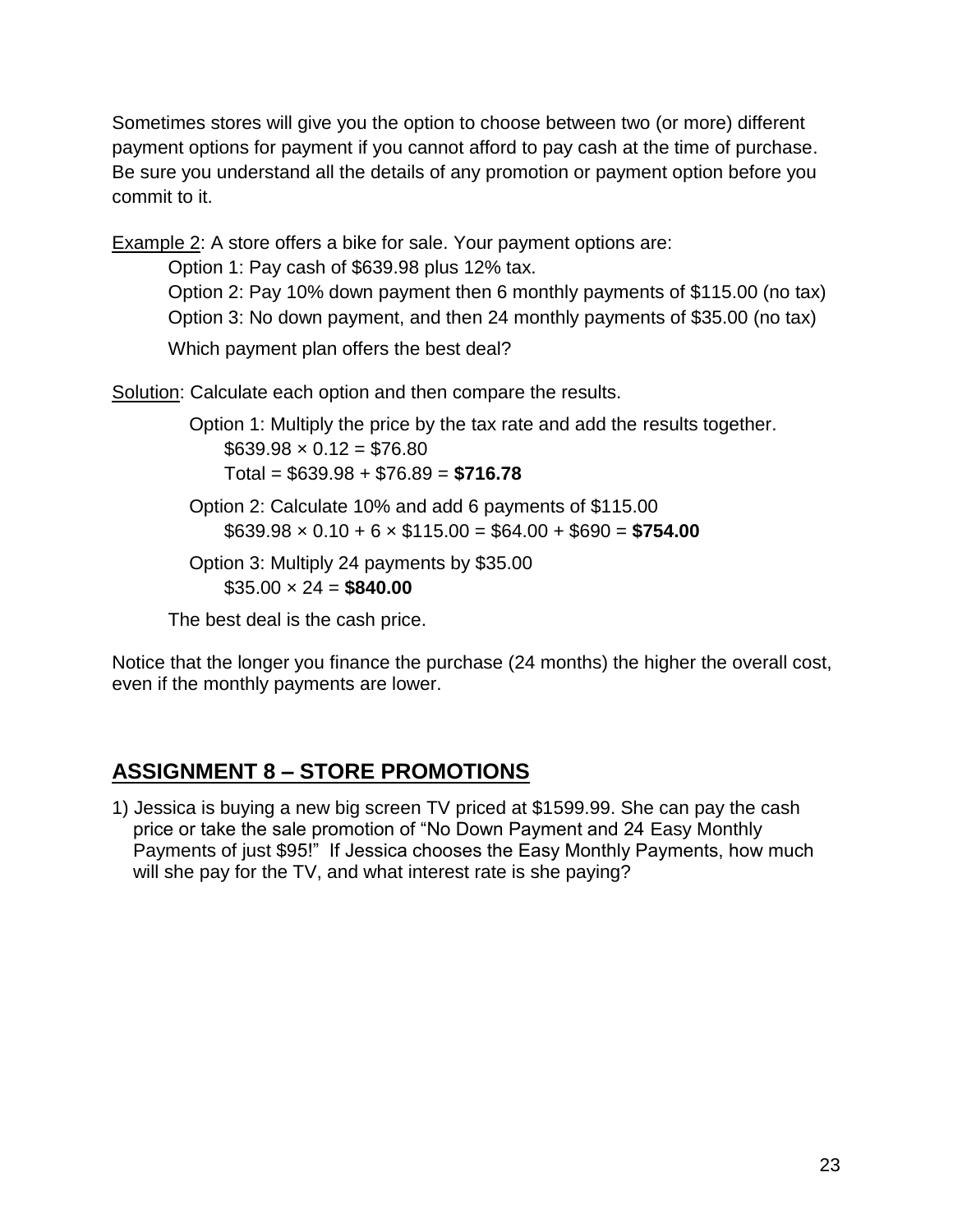Sometimes stores will give you the option to choose between two (or more) different payment options for payment if you cannot afford to pay cash at the time of purchase. Be sure you understand all the details of any promotion or payment option before you commit to it.

Example 2: A store offers a bike for sale. Your payment options are:

Option 1: Pay cash of $639.98 plus 12% tax.

Option 2: Pay 10% down payment then 6 monthly payments of $115.00 (no tax)

Option 3: No down payment, and then 24 monthly payments of $35.00 (no tax)

Which payment plan offers the best deal?

Solution: Calculate each option and then compare the results.

Option 1: Multiply the price by the tax rate and add the results together.

$639.98 × 0.12 = $76.80

Total = $639.98 + $76.89 = **$716.78**

Option 2: Calculate 10% and add 6 payments of $115.00

$639.98 × 0.10 + 6 × $115.00 = $64.00 + $690 = **$754.00**

Option 3: Multiply 24 payments by $35.00

$35.00 × 24 = **$840.00**

The best deal is the cash price.

Notice that the longer you finance the purchase (24 months) the higher the overall cost, even if the monthly payments are lower.

## ASSIGNMENT 8 – STORE PROMOTIONS

1) Jessica is buying a new big screen TV priced at $1599.99. She can pay the cash price or take the sale promotion of "No Down Payment and 24 Easy Monthly Payments of just $95!" If Jessica chooses the Easy Monthly Payments, how much will she pay for the TV, and what interest rate is she paying?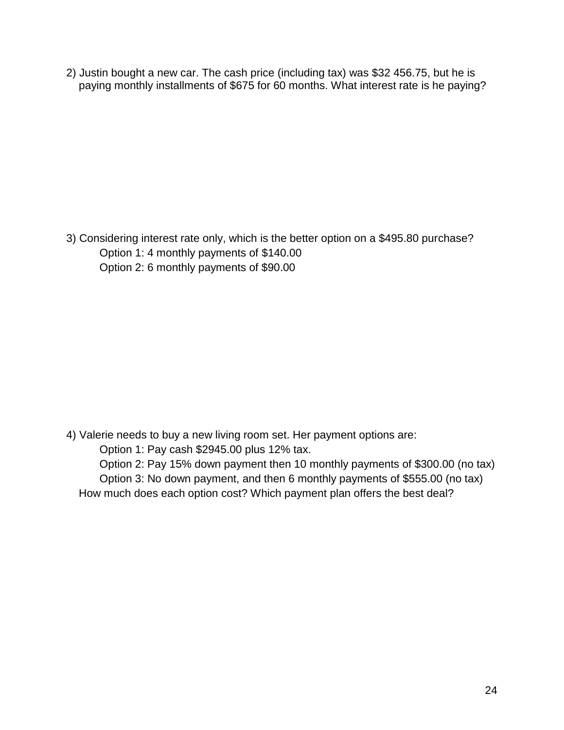2) Justin bought a new car. The cash price (including tax) was $32 456.75, but he is paying monthly installments of $675 for 60 months. What interest rate is he paying?

3) Considering interest rate only, which is the better option on a $495.80 purchase?

Option 1: 4 monthly payments of $140.00

Option 2: 6 monthly payments of $90.00

4) Valerie needs to buy a new living room set. Her payment options are:

Option 1: Pay cash $2945.00 plus 12% tax.

Option 2: Pay 15% down payment then 10 monthly payments of $300.00 (no tax)

Option 3: No down payment, and then 6 monthly payments of $555.00 (no tax)

How much does each option cost? Which payment plan offers the best deal?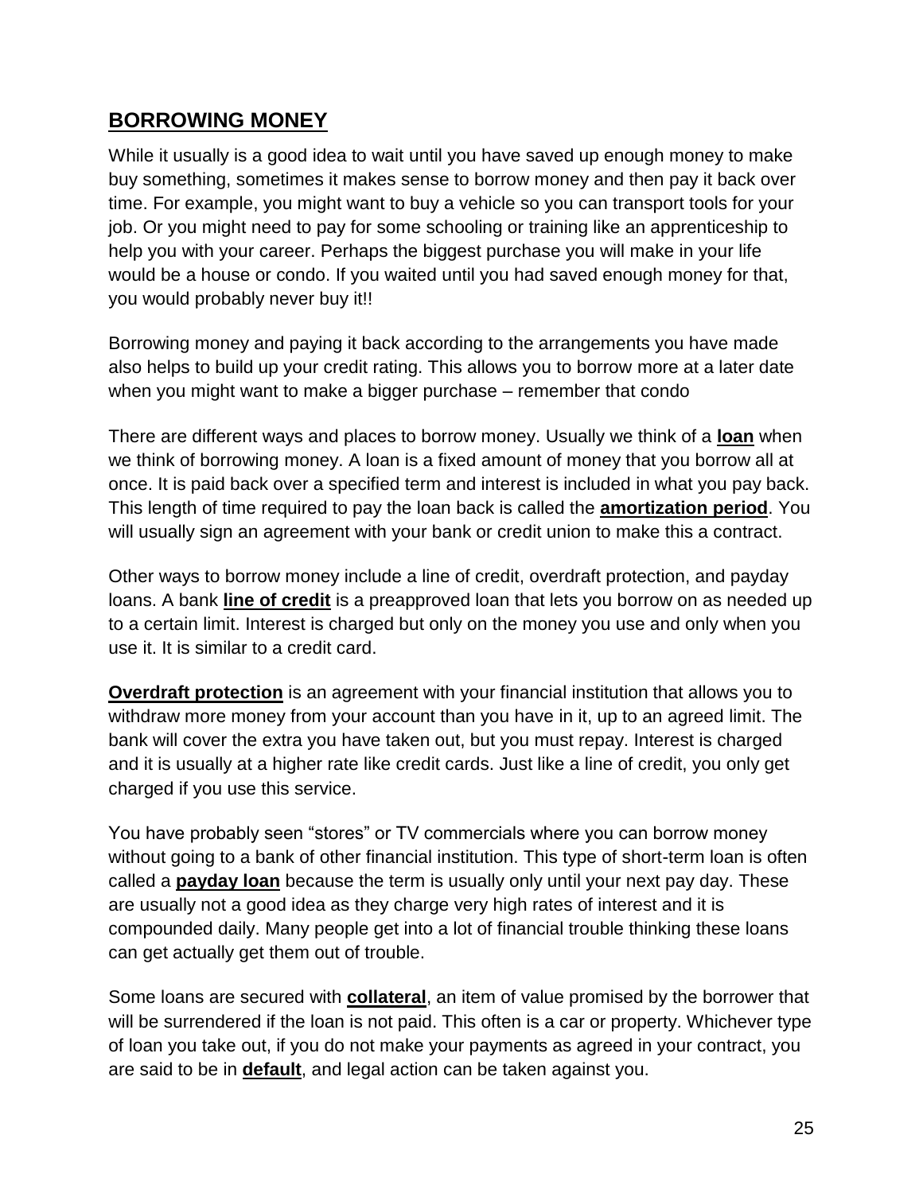## BORROWING MONEY

While it usually is a good idea to wait until you have saved up enough money to make buy something, sometimes it makes sense to borrow money and then pay it back over time. For example, you might want to buy a vehicle so you can transport tools for your job. Or you might need to pay for some schooling or training like an apprenticeship to help you with your career. Perhaps the biggest purchase you will make in your life would be a house or condo. If you waited until you had saved enough money for that, you would probably never buy it!!

Borrowing money and paying it back according to the arrangements you have made also helps to build up your credit rating. This allows you to borrow more at a later date when you might want to make a bigger purchase – remember that condo

There are different ways and places to borrow money. Usually we think of a **loan** when we think of borrowing money. A loan is a fixed amount of money that you borrow all at once. It is paid back over a specified term and interest is included in what you pay back. This length of time required to pay the loan back is called the **amortization period**. You will usually sign an agreement with your bank or credit union to make this a contract.

Other ways to borrow money include a line of credit, overdraft protection, and payday loans. A bank **line of credit** is a preapproved loan that lets you borrow on as needed up to a certain limit. Interest is charged but only on the money you use and only when you use it. It is similar to a credit card.

**Overdraft protection** is an agreement with your financial institution that allows you to withdraw more money from your account than you have in it, up to an agreed limit. The bank will cover the extra you have taken out, but you must repay. Interest is charged and it is usually at a higher rate like credit cards. Just like a line of credit, you only get charged if you use this service.

You have probably seen "stores" or TV commercials where you can borrow money without going to a bank of other financial institution. This type of short-term loan is often called a **payday loan** because the term is usually only until your next pay day. These are usually not a good idea as they charge very high rates of interest and it is compounded daily. Many people get into a lot of financial trouble thinking these loans can get actually get them out of trouble.

Some loans are secured with **collateral**, an item of value promised by the borrower that will be surrendered if the loan is not paid. This often is a car or property. Whichever type of loan you take out, if you do not make your payments as agreed in your contract, you are said to be in **default**, and legal action can be taken against you.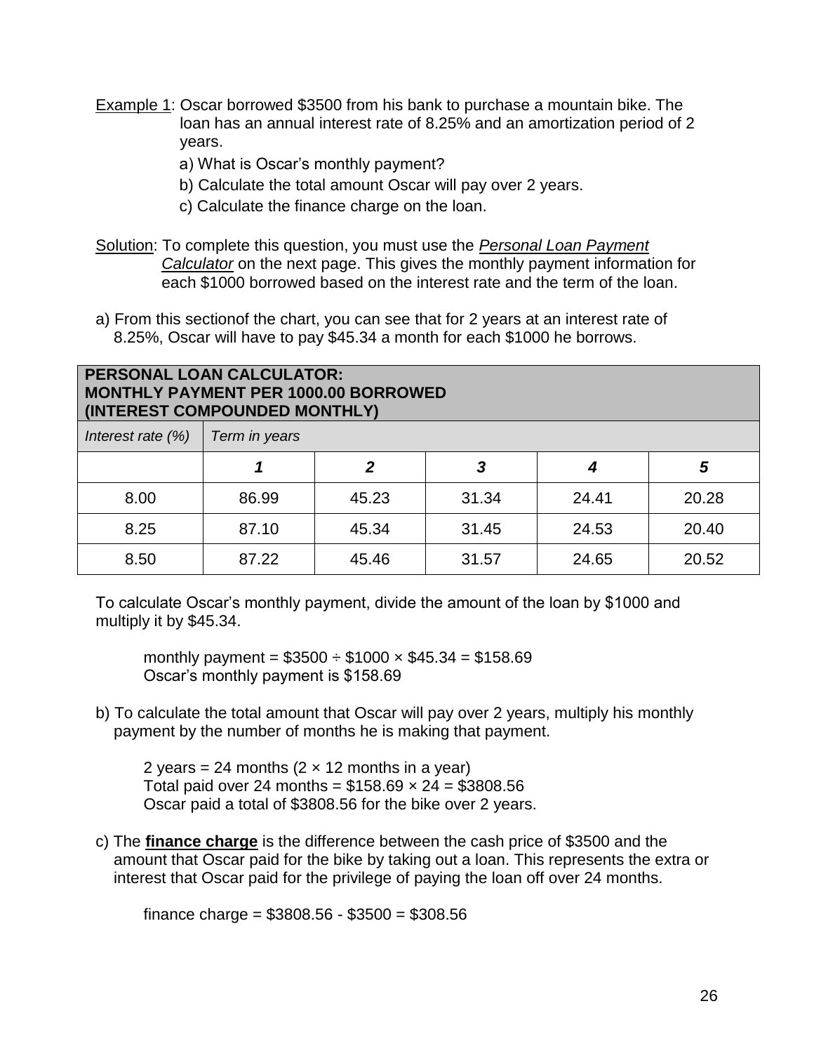<u>Example 1</u>: Oscar borrowed \$3500 from his bank to purchase a mountain bike. The loan has an annual interest rate of 8.25% and an amortization period of 2 years.

a) What is Oscar's monthly payment?

b) Calculate the total amount Oscar will pay over 2 years.

c) Calculate the finance charge on the loan.

<u>Solution</u>: To complete this question, you must use the <u>*Personal Loan Payment Calculator*</u> on the next page. This gives the monthly payment information for each \$1000 borrowed based on the interest rate and the term of the loan.

a) From this sectionof the chart, you can see that for 2 years at an interest rate of 8.25%, Oscar will have to pay \$45.34 a month for each \$1000 he borrows.

| **PERSONAL LOAN CALCULATOR: MONTHLY PAYMENT PER 1000.00 BORROWED (INTEREST COMPOUNDED MONTHLY)** | | | | | |
|---|---|---|---|---|---|
| *Interest rate (%)* | *Term in years* | | | | |
| | ***1*** | ***2*** | ***3*** | ***4*** | ***5*** |
| 8.00 | 86.99 | 45.23 | 31.34 | 24.41 | 20.28 |
| 8.25 | 87.10 | 45.34 | 31.45 | 24.53 | 20.40 |
| 8.50 | 87.22 | 45.46 | 31.57 | 24.65 | 20.52 |

To calculate Oscar's monthly payment, divide the amount of the loan by \$1000 and multiply it by \$45.34.

monthly payment = \$3500 ÷ \$1000 × \$45.34 = \$158.69
Oscar's monthly payment is \$158.69

b) To calculate the total amount that Oscar will pay over 2 years, multiply his monthly payment by the number of months he is making that payment.

2 years = 24 months (2 × 12 months in a year)
Total paid over 24 months = \$158.69 × 24 = \$3808.56
Oscar paid a total of \$3808.56 for the bike over 2 years.

c) The **<u>finance charge</u>** is the difference between the cash price of \$3500 and the amount that Oscar paid for the bike by taking out a loan. This represents the extra or interest that Oscar paid for the privilege of paying the loan off over 24 months.

finance charge = \$3808.56 - \$3500 = \$308.56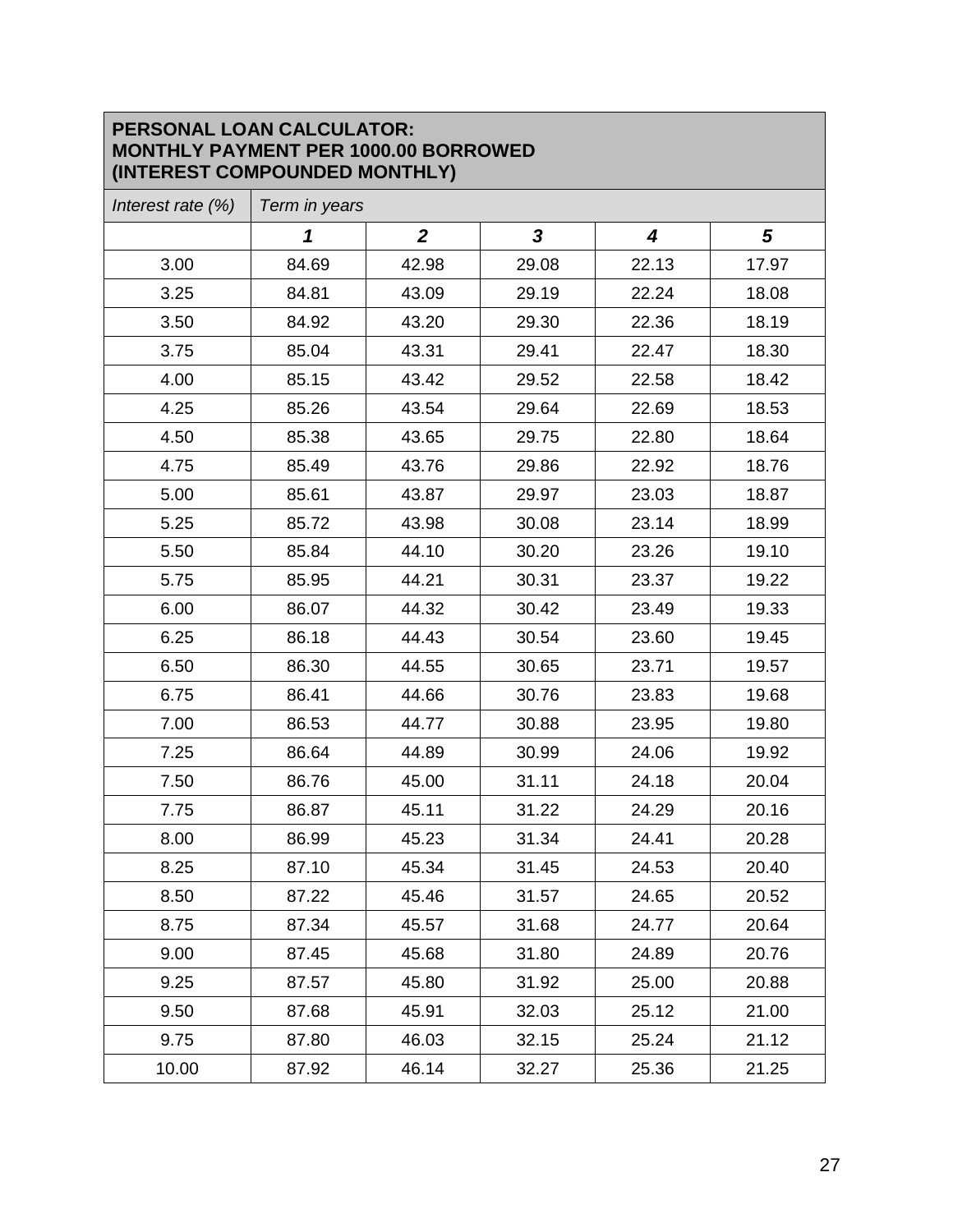| PERSONAL LOAN CALCULATOR: MONTHLY PAYMENT PER 1000.00 BORROWED (INTEREST COMPOUNDED MONTHLY) | | | | | |
|---|---|---|---|---|---|
| *Interest rate (%)* | *Term in years* | | | | |
| | ***1*** | ***2*** | ***3*** | ***4*** | ***5*** |
| 3.00 | 84.69 | 42.98 | 29.08 | 22.13 | 17.97 |
| 3.25 | 84.81 | 43.09 | 29.19 | 22.24 | 18.08 |
| 3.50 | 84.92 | 43.20 | 29.30 | 22.36 | 18.19 |
| 3.75 | 85.04 | 43.31 | 29.41 | 22.47 | 18.30 |
| 4.00 | 85.15 | 43.42 | 29.52 | 22.58 | 18.42 |
| 4.25 | 85.26 | 43.54 | 29.64 | 22.69 | 18.53 |
| 4.50 | 85.38 | 43.65 | 29.75 | 22.80 | 18.64 |
| 4.75 | 85.49 | 43.76 | 29.86 | 22.92 | 18.76 |
| 5.00 | 85.61 | 43.87 | 29.97 | 23.03 | 18.87 |
| 5.25 | 85.72 | 43.98 | 30.08 | 23.14 | 18.99 |
| 5.50 | 85.84 | 44.10 | 30.20 | 23.26 | 19.10 |
| 5.75 | 85.95 | 44.21 | 30.31 | 23.37 | 19.22 |
| 6.00 | 86.07 | 44.32 | 30.42 | 23.49 | 19.33 |
| 6.25 | 86.18 | 44.43 | 30.54 | 23.60 | 19.45 |
| 6.50 | 86.30 | 44.55 | 30.65 | 23.71 | 19.57 |
| 6.75 | 86.41 | 44.66 | 30.76 | 23.83 | 19.68 |
| 7.00 | 86.53 | 44.77 | 30.88 | 23.95 | 19.80 |
| 7.25 | 86.64 | 44.89 | 30.99 | 24.06 | 19.92 |
| 7.50 | 86.76 | 45.00 | 31.11 | 24.18 | 20.04 |
| 7.75 | 86.87 | 45.11 | 31.22 | 24.29 | 20.16 |
| 8.00 | 86.99 | 45.23 | 31.34 | 24.41 | 20.28 |
| 8.25 | 87.10 | 45.34 | 31.45 | 24.53 | 20.40 |
| 8.50 | 87.22 | 45.46 | 31.57 | 24.65 | 20.52 |
| 8.75 | 87.34 | 45.57 | 31.68 | 24.77 | 20.64 |
| 9.00 | 87.45 | 45.68 | 31.80 | 24.89 | 20.76 |
| 9.25 | 87.57 | 45.80 | 31.92 | 25.00 | 20.88 |
| 9.50 | 87.68 | 45.91 | 32.03 | 25.12 | 21.00 |
| 9.75 | 87.80 | 46.03 | 32.15 | 25.24 | 21.12 |
| 10.00 | 87.92 | 46.14 | 32.27 | 25.36 | 21.25 |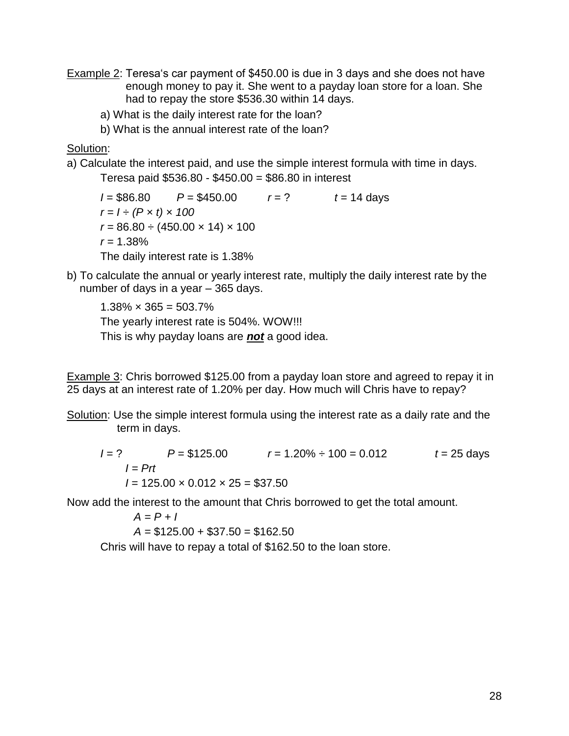Example 2: Teresa's car payment of $450.00 is due in 3 days and she does not have enough money to pay it. She went to a payday loan store for a loan. She had to repay the store $536.30 within 14 days.

a) What is the daily interest rate for the loan?

b) What is the annual interest rate of the loan?

Solution:

a) Calculate the interest paid, and use the simple interest formula with time in days.

Teresa paid $536.80 - $450.00 = $86.80 in interest

$I$ = $86.80 $P$ = $450.00 $r$ = ? $t$ = 14 days

$r = I \div (P \times t) \times 100$

$r = 86.80 \div (450.00 \times 14) \times 100$

$r$ = 1.38%

The daily interest rate is 1.38%

b) To calculate the annual or yearly interest rate, multiply the daily interest rate by the number of days in a year – 365 days.

1.38% × 365 = 503.7%

The yearly interest rate is 504%. WOW!!!

This is why payday loans are ***not*** a good idea.

Example 3: Chris borrowed $125.00 from a payday loan store and agreed to repay it in 25 days at an interest rate of 1.20% per day. How much will Chris have to repay?

Solution: Use the simple interest formula using the interest rate as a daily rate and the term in days.

$I$ = ? $P$ = $125.00 $r$ = 1.20% ÷ 100 = 0.012 $t$ = 25 days

$I = Prt$

$I = 125.00 \times 0.012 \times 25 = \$37.50$

Now add the interest to the amount that Chris borrowed to get the total amount.

$A = P + I$

$A = \$125.00 + \$37.50 = \$162.50$

Chris will have to repay a total of $162.50 to the loan store.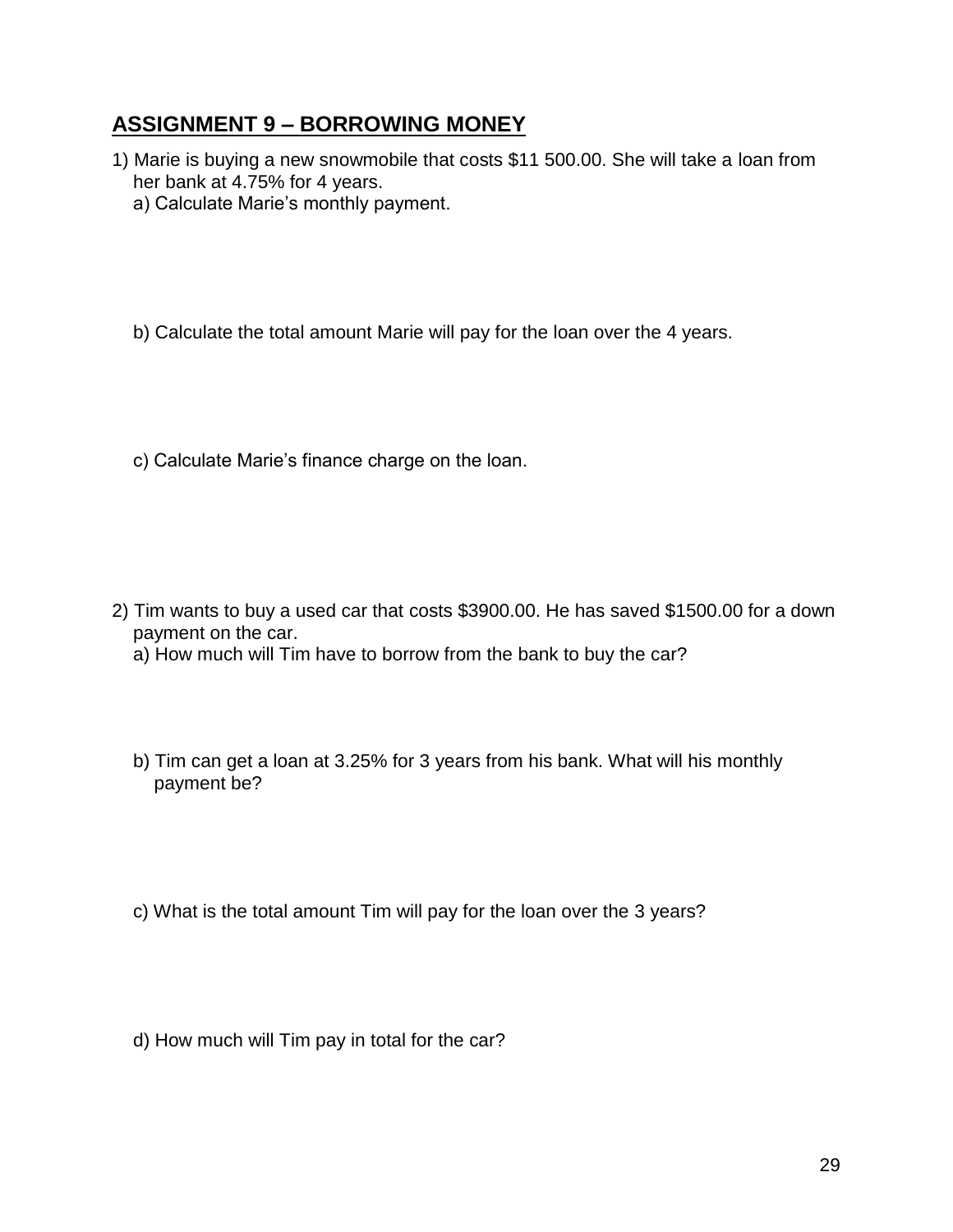## ASSIGNMENT 9 – BORROWING MONEY

1) Marie is buying a new snowmobile that costs $11 500.00. She will take a loan from her bank at 4.75% for 4 years.

   a) Calculate Marie's monthly payment.

   b) Calculate the total amount Marie will pay for the loan over the 4 years.

   c) Calculate Marie's finance charge on the loan.

2) Tim wants to buy a used car that costs $3900.00. He has saved $1500.00 for a down payment on the car.

   a) How much will Tim have to borrow from the bank to buy the car?

   b) Tim can get a loan at 3.25% for 3 years from his bank. What will his monthly payment be?

   c) What is the total amount Tim will pay for the loan over the 3 years?

   d) How much will Tim pay in total for the car?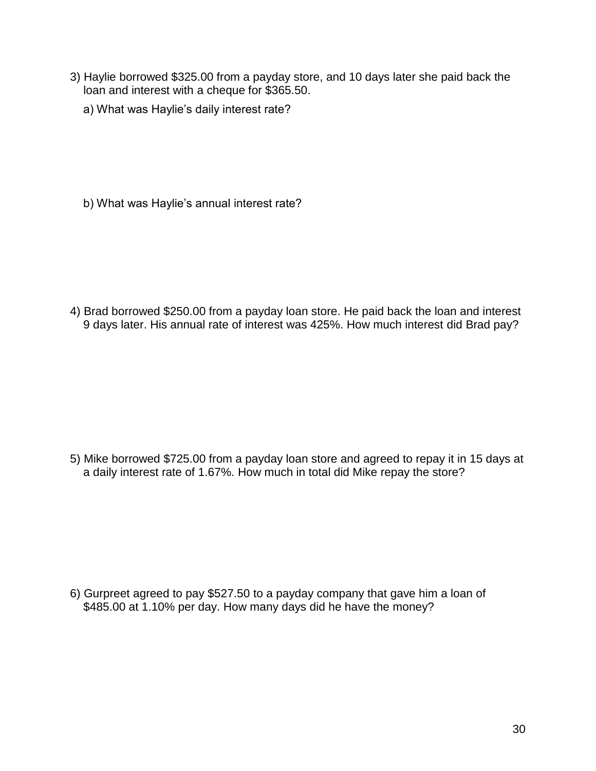3) Haylie borrowed $325.00 from a payday store, and 10 days later she paid back the loan and interest with a cheque for $365.50.

   a) What was Haylie's daily interest rate?

   b) What was Haylie's annual interest rate?

4) Brad borrowed $250.00 from a payday loan store. He paid back the loan and interest 9 days later. His annual rate of interest was 425%. How much interest did Brad pay?

5) Mike borrowed $725.00 from a payday loan store and agreed to repay it in 15 days at a daily interest rate of 1.67%. How much in total did Mike repay the store?

6) Gurpreet agreed to pay $527.50 to a payday company that gave him a loan of $485.00 at 1.10% per day. How many days did he have the money?